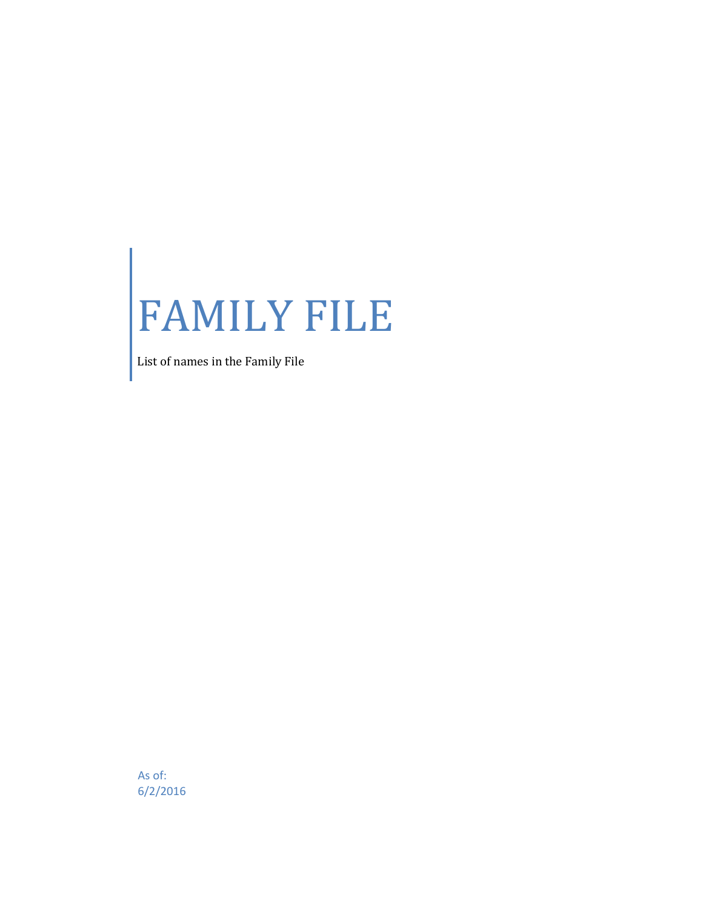# FAMILY FILE

List of names in the Family File

As of:
6/2/2016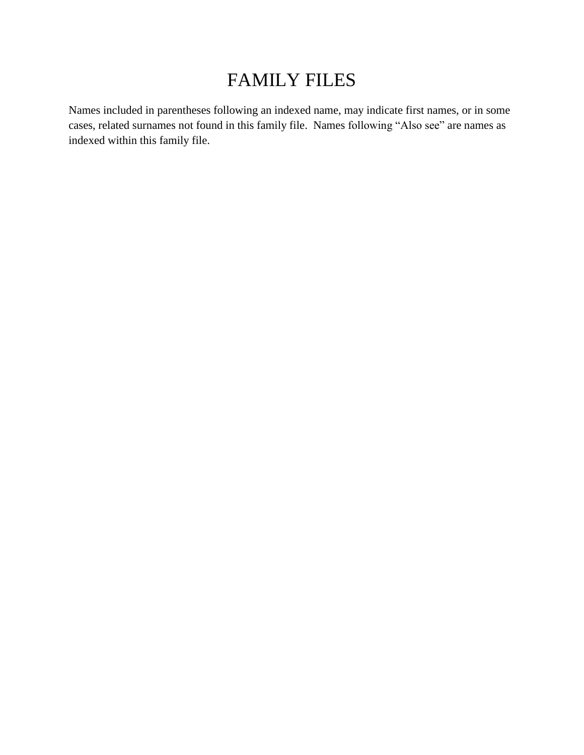# FAMILY FILES

Names included in parentheses following an indexed name, may indicate first names, or in some cases, related surnames not found in this family file. Names following "Also see" are names as indexed within this family file.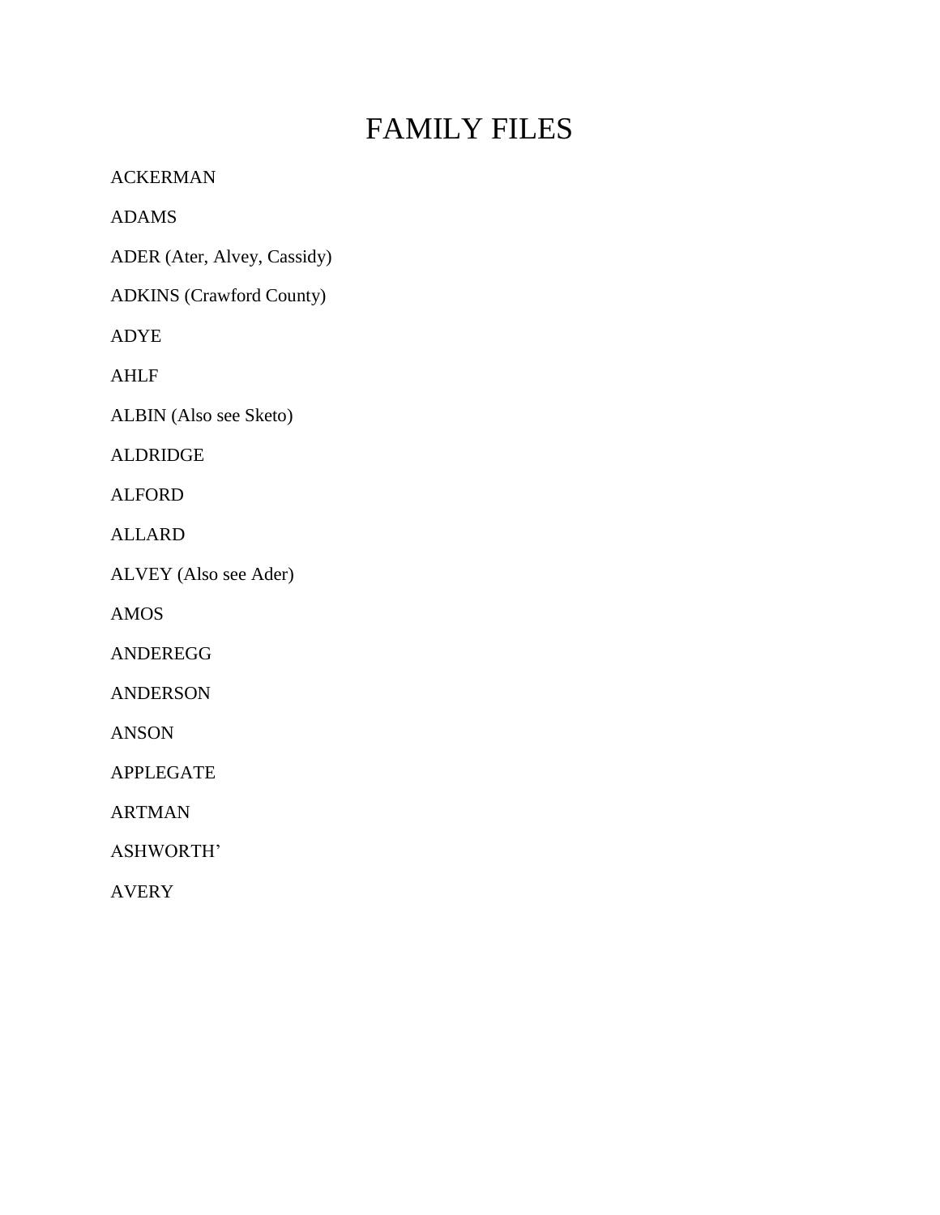# FAMILY FILES

ACKERMAN

ADAMS

ADER (Ater, Alvey, Cassidy)

ADKINS (Crawford County)

ADYE

AHLF

ALBIN (Also see Sketo)

ALDRIDGE

ALFORD

ALLARD

ALVEY (Also see Ader)

AMOS

ANDEREGG

ANDERSON

ANSON

APPLEGATE

ARTMAN

ASHWORTH'

AVERY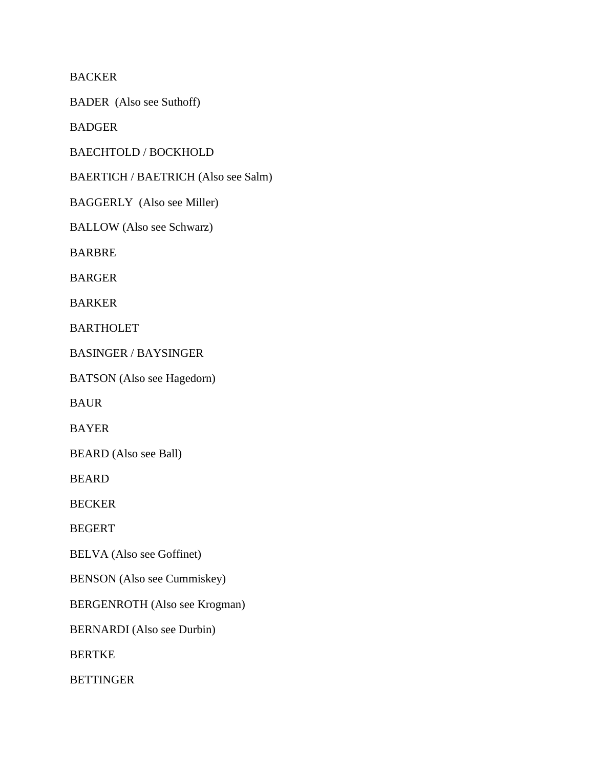BACKER

BADER  (Also see Suthoff)

BADGER

BAECHTOLD / BOCKHOLD

BAERTICH / BAETRICH (Also see Salm)

BAGGERLY  (Also see Miller)

BALLOW (Also see Schwarz)

BARBRE

BARGER

BARKER

BARTHOLET

BASINGER / BAYSINGER

BATSON (Also see Hagedorn)

BAUR

BAYER

BEARD (Also see Ball)

BEARD

BECKER

BEGERT

BELVA (Also see Goffinet)

BENSON (Also see Cummiskey)

BERGENROTH (Also see Krogman)

BERNARDI (Also see Durbin)

BERTKE

BETTINGER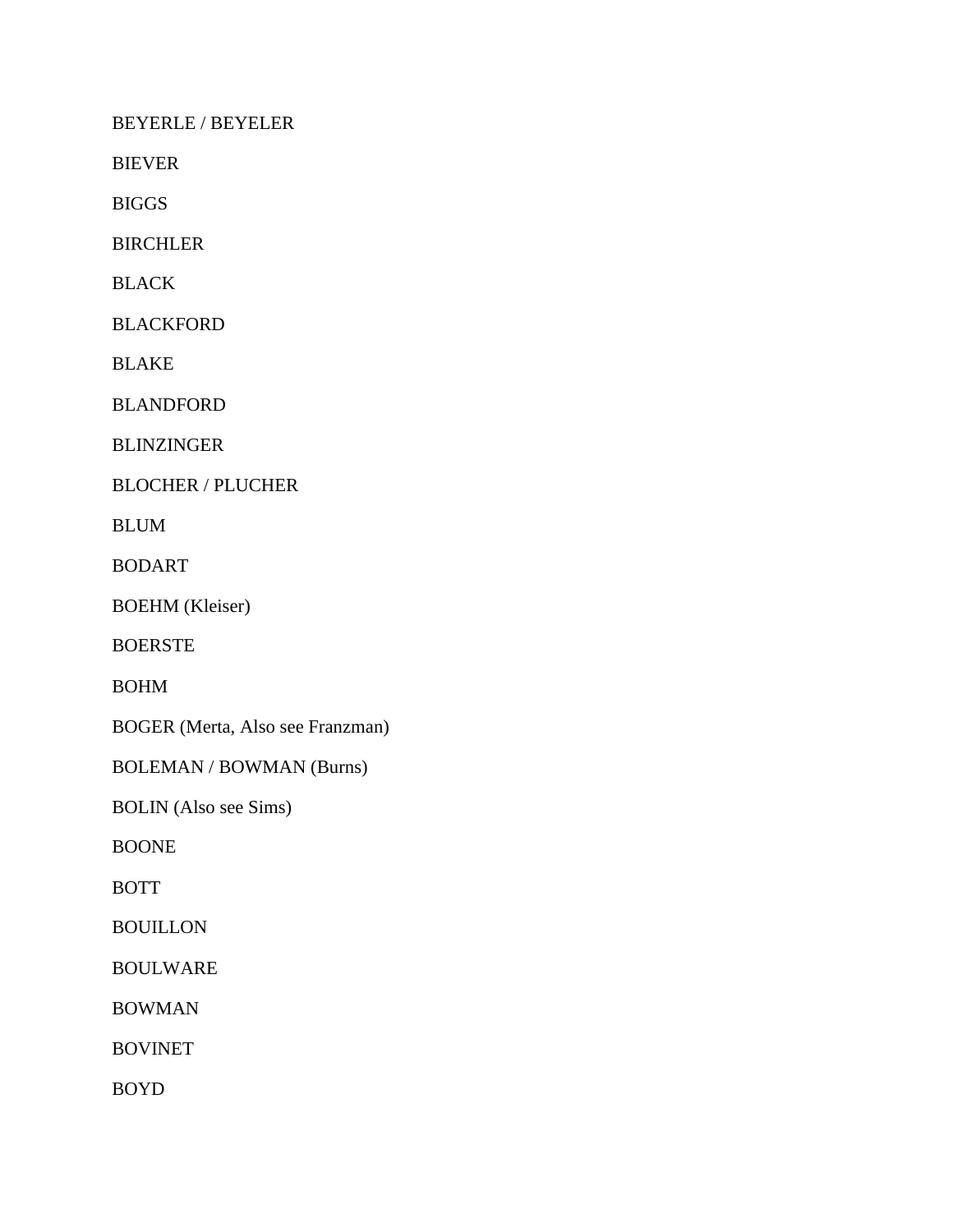BEYERLE / BEYELER

BIEVER

BIGGS

BIRCHLER

BLACK

BLACKFORD

BLAKE

BLANDFORD

BLINZINGER

BLOCHER / PLUCHER

BLUM

BODART

BOEHM (Kleiser)

BOERSTE

BOHM

BOGER (Merta, Also see Franzman)

BOLEMAN / BOWMAN (Burns)

BOLIN (Also see Sims)

BOONE

BOTT

BOUILLON

BOULWARE

BOWMAN

BOVINET

BOYD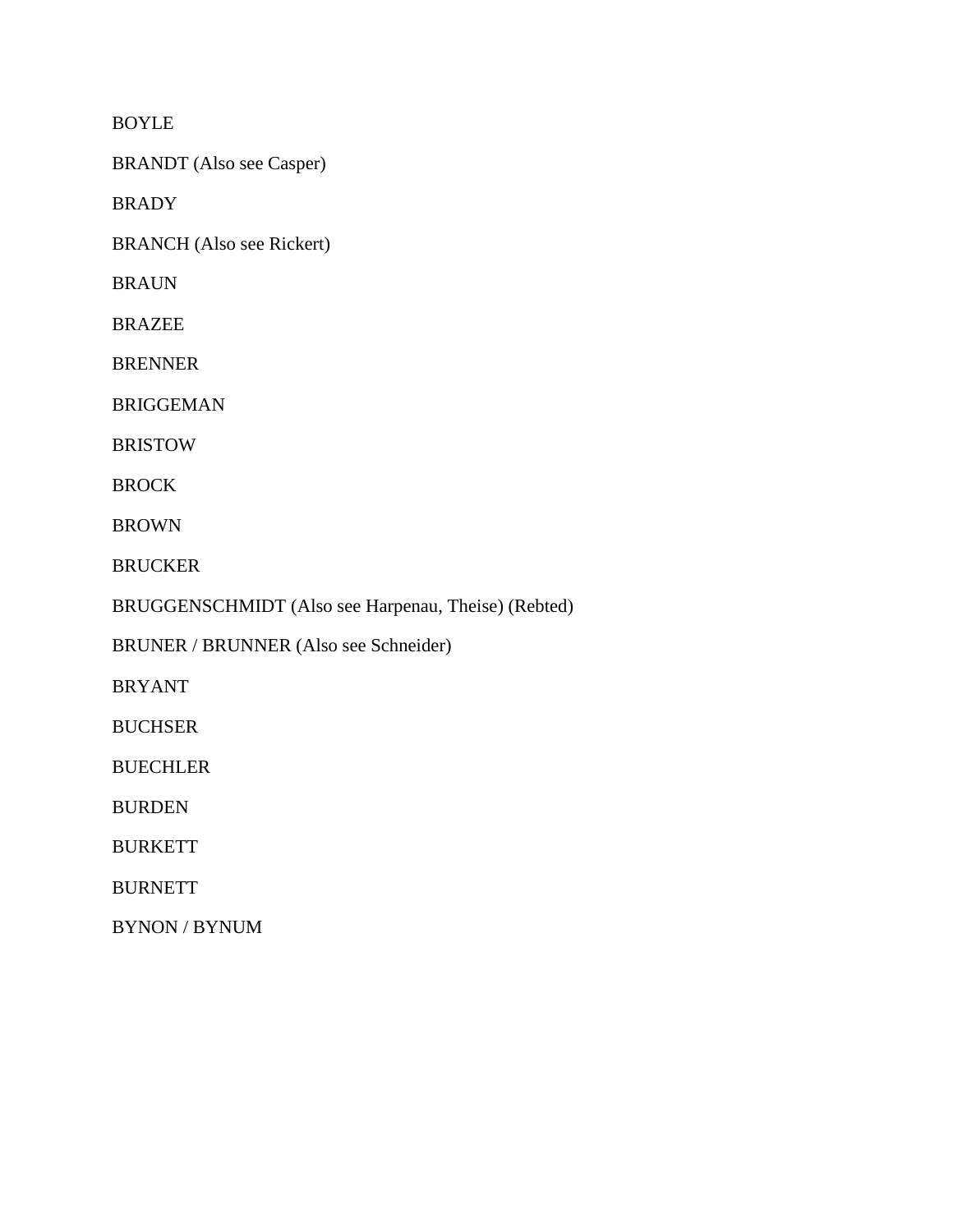BOYLE

BRANDT (Also see Casper)

BRADY

BRANCH (Also see Rickert)

BRAUN

BRAZEE

BRENNER

BRIGGEMAN

BRISTOW

BROCK

BROWN

BRUCKER

BRUGGENSCHMIDT (Also see Harpenau, Theise) (Rebted)

BRUNER / BRUNNER (Also see Schneider)

BRYANT

BUCHSER

BUECHLER

BURDEN

BURKETT

BURNETT

BYNON / BYNUM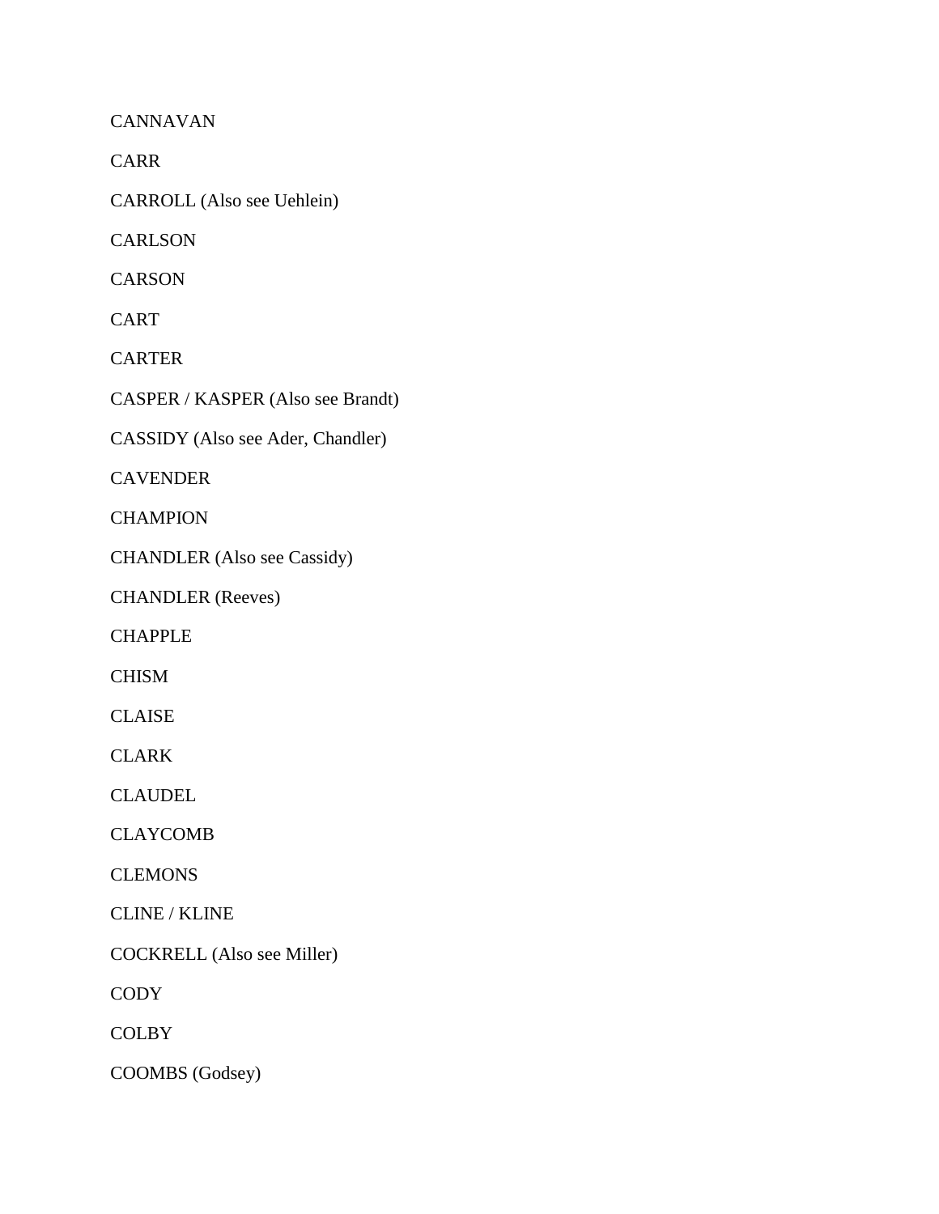CANNAVAN

CARR

CARROLL (Also see Uehlein)

CARLSON

CARSON

CART

CARTER

CASPER / KASPER (Also see Brandt)

CASSIDY (Also see Ader, Chandler)

CAVENDER

CHAMPION

CHANDLER (Also see Cassidy)

CHANDLER (Reeves)

CHAPPLE

CHISM

CLAISE

CLARK

CLAUDEL

CLAYCOMB

CLEMONS

CLINE / KLINE

COCKRELL (Also see Miller)

CODY

COLBY

COOMBS (Godsey)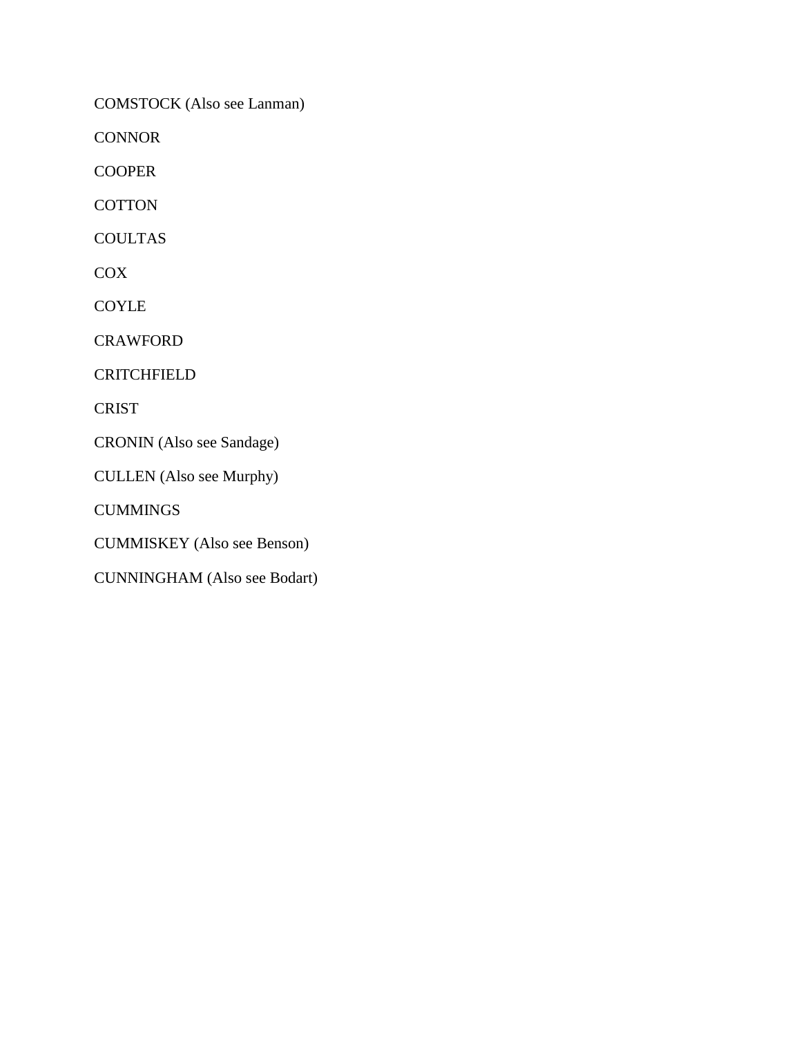COMSTOCK (Also see Lanman)

CONNOR

COOPER

COTTON

COULTAS

COX

COYLE

CRAWFORD

CRITCHFIELD

CRIST

CRONIN (Also see Sandage)

CULLEN (Also see Murphy)

CUMMINGS

CUMMISKEY (Also see Benson)

CUNNINGHAM (Also see Bodart)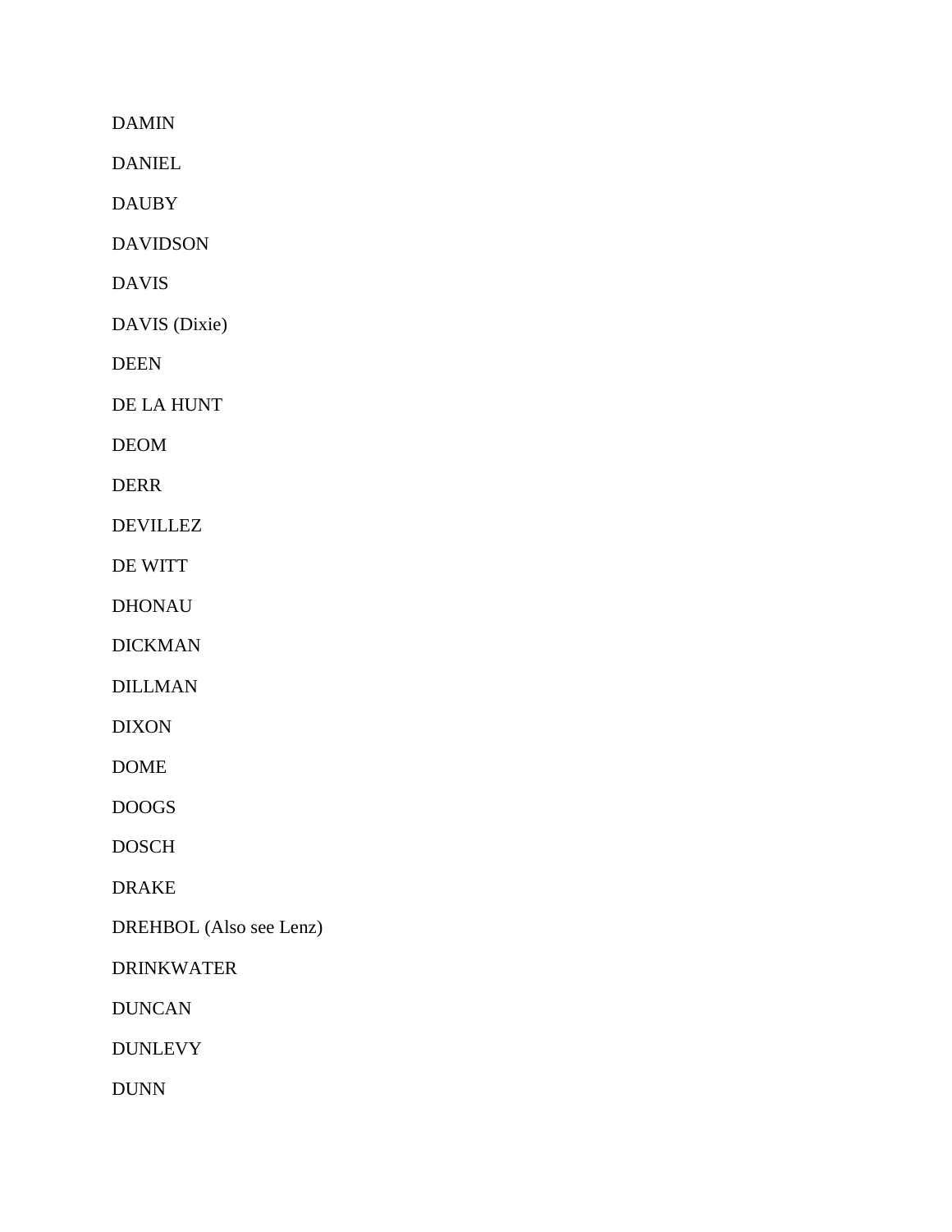DAMIN

DANIEL

DAUBY

DAVIDSON

DAVIS

DAVIS (Dixie)

DEEN

DE LA HUNT

DEOM

DERR

DEVILLEZ

DE WITT

DHONAU

DICKMAN

DILLMAN

DIXON

DOME

DOOGS

DOSCH

DRAKE

DREHBOL (Also see Lenz)

DRINKWATER

DUNCAN

DUNLEVY

DUNN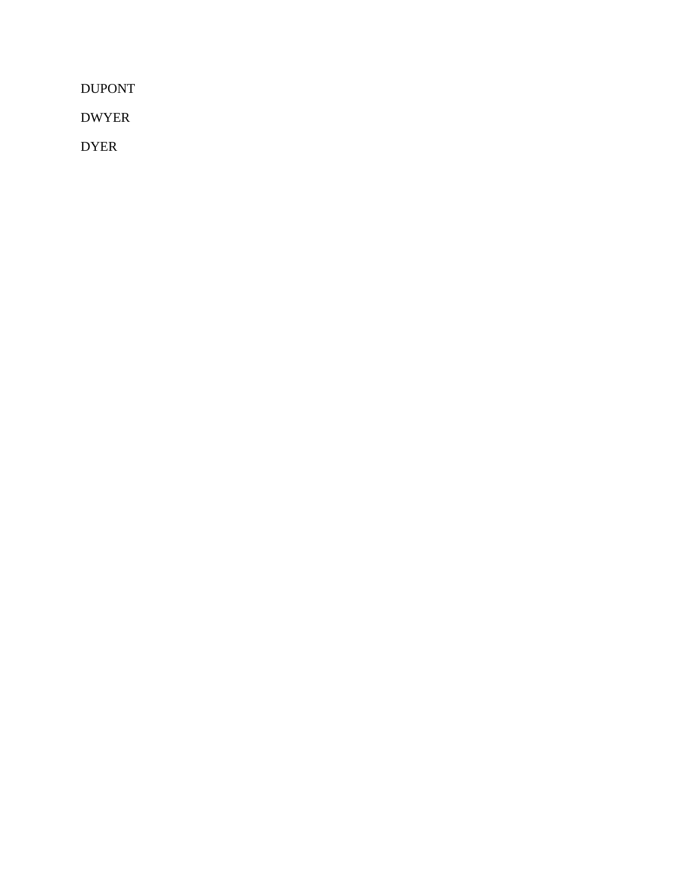DUPONT

DWYER

DYER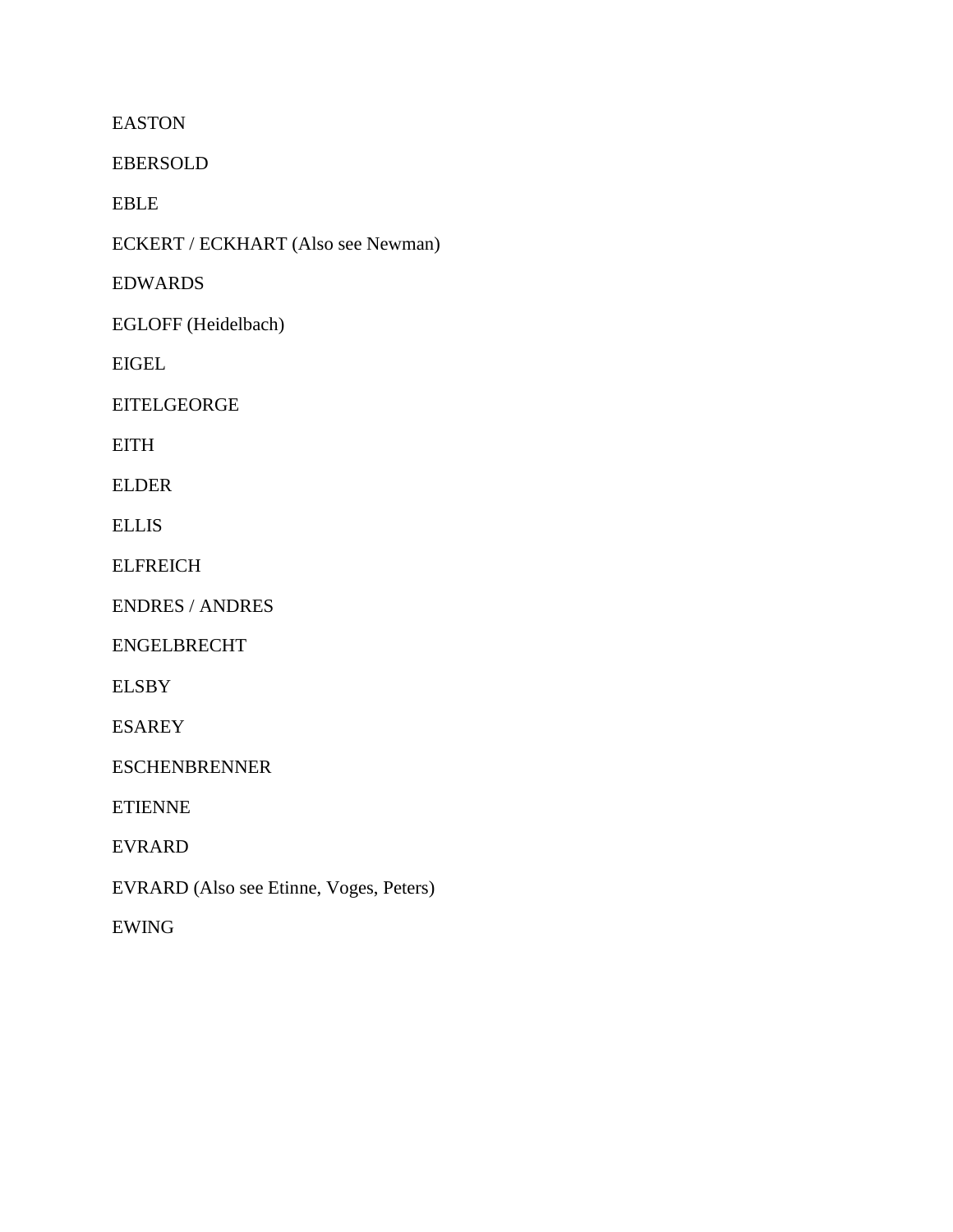EASTON

EBERSOLD

EBLE

ECKERT / ECKHART (Also see Newman)

EDWARDS

EGLOFF (Heidelbach)

EIGEL

EITELGEORGE

EITH

ELDER

ELLIS

ELFREICH

ENDRES / ANDRES

ENGELBRECHT

ELSBY

ESAREY

ESCHENBRENNER

ETIENNE

EVRARD

EVRARD (Also see Etinne, Voges, Peters)

EWING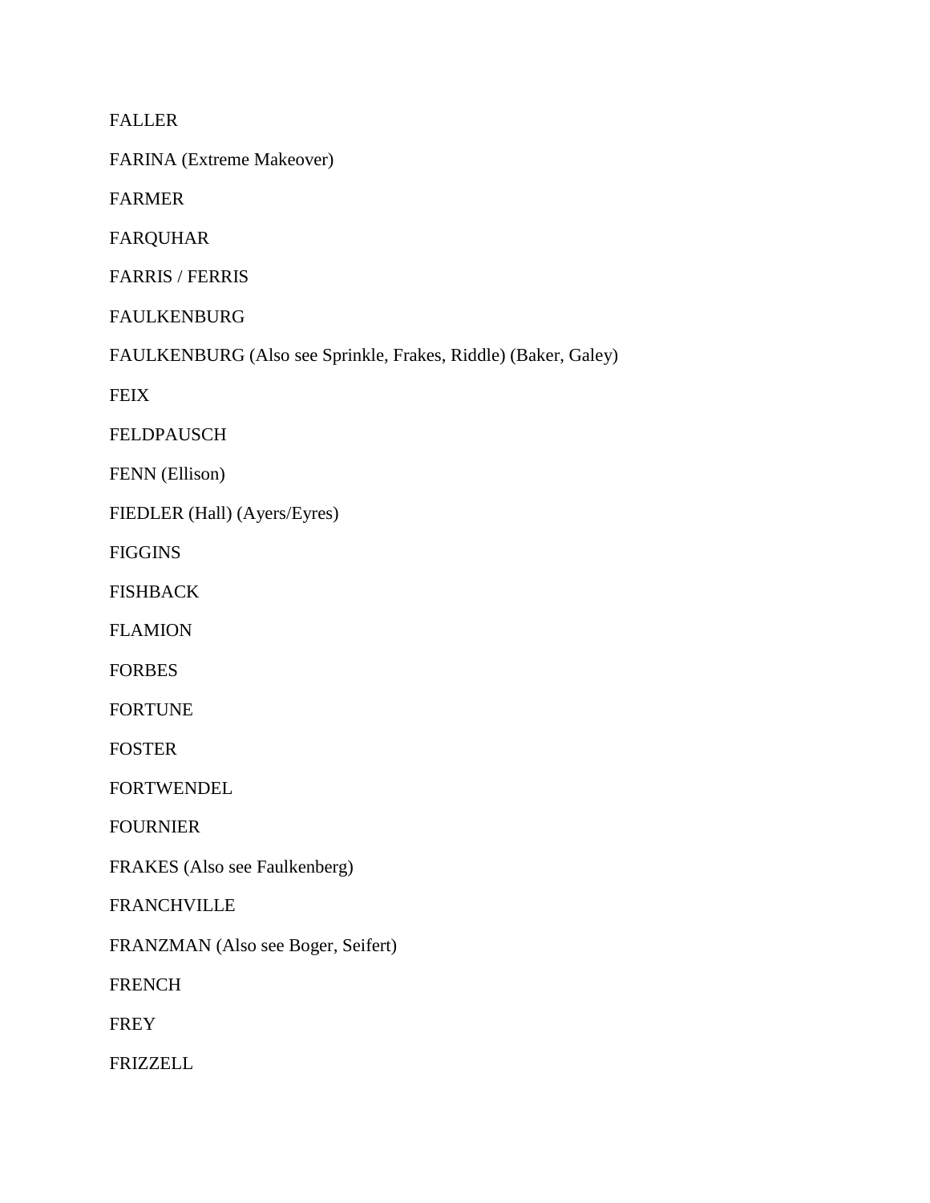FALLER

FARINA (Extreme Makeover)

FARMER

FARQUHAR

FARRIS / FERRIS

FAULKENBURG

FAULKENBURG (Also see Sprinkle, Frakes, Riddle) (Baker, Galey)

FEIX

FELDPAUSCH

FENN (Ellison)

FIEDLER (Hall) (Ayers/Eyres)

FIGGINS

FISHBACK

FLAMION

FORBES

FORTUNE

FOSTER

FORTWENDEL

FOURNIER

FRAKES (Also see Faulkenberg)

FRANCHVILLE

FRANZMAN (Also see Boger, Seifert)

FRENCH

FREY

FRIZZELL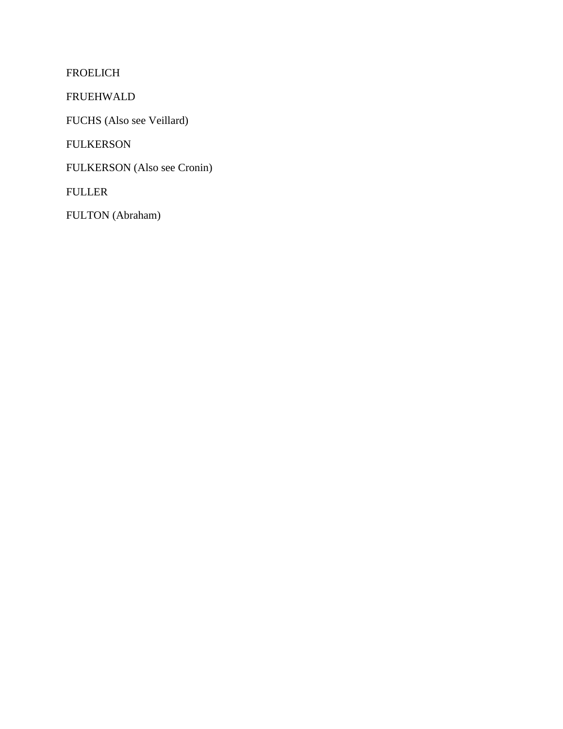FROELICH

FRUEHWALD

FUCHS (Also see Veillard)

FULKERSON

FULKERSON (Also see Cronin)

FULLER

FULTON (Abraham)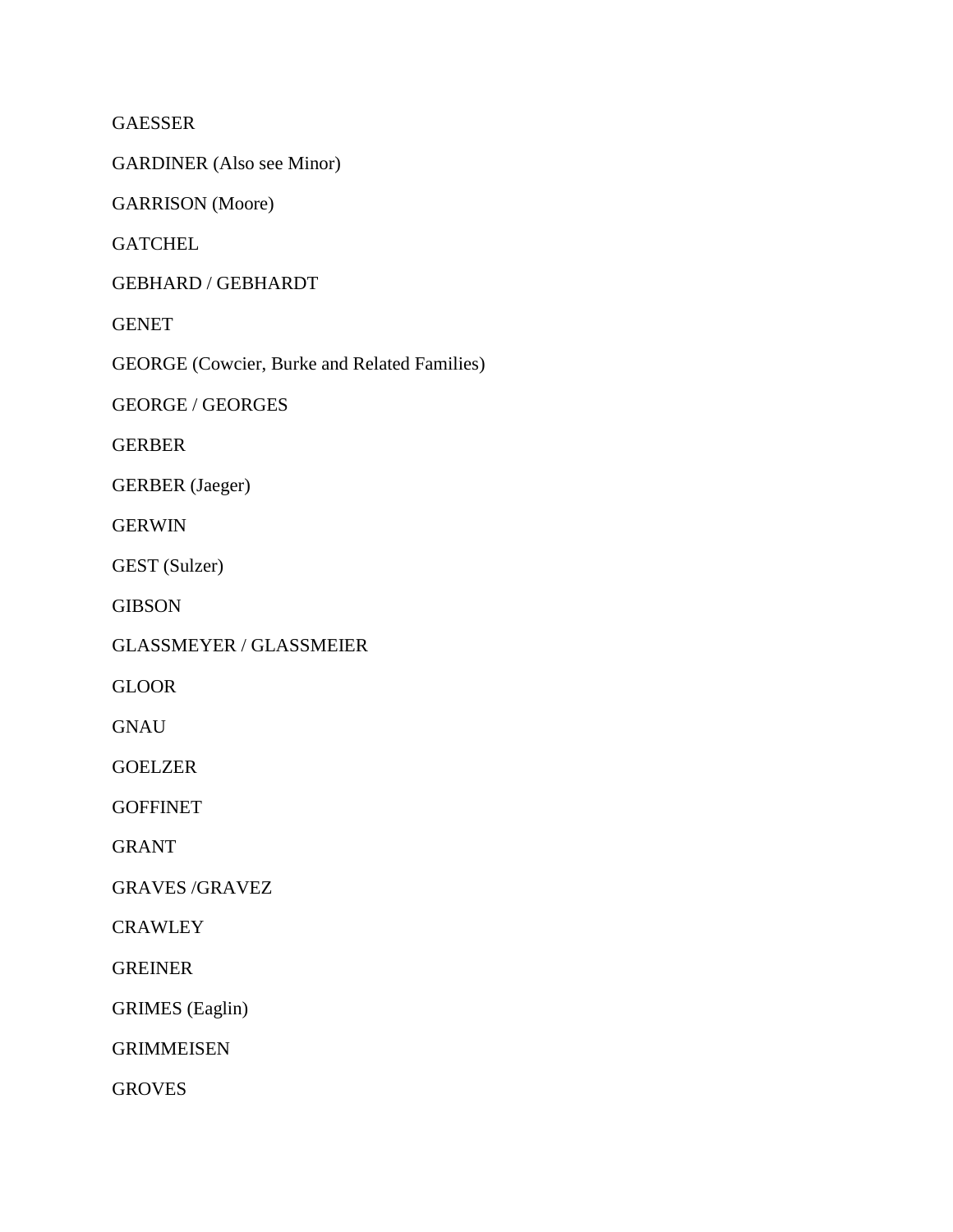GAESSER

GARDINER (Also see Minor)

GARRISON (Moore)

GATCHEL

GEBHARD / GEBHARDT

GENET

GEORGE (Cowcier, Burke and Related Families)

GEORGE / GEORGES

GERBER

GERBER (Jaeger)

GERWIN

GEST (Sulzer)

GIBSON

GLASSMEYER / GLASSMEIER

GLOOR

GNAU

GOELZER

GOFFINET

GRANT

GRAVES /GRAVEZ

CRAWLEY

GREINER

GRIMES (Eaglin)

GRIMMEISEN

GROVES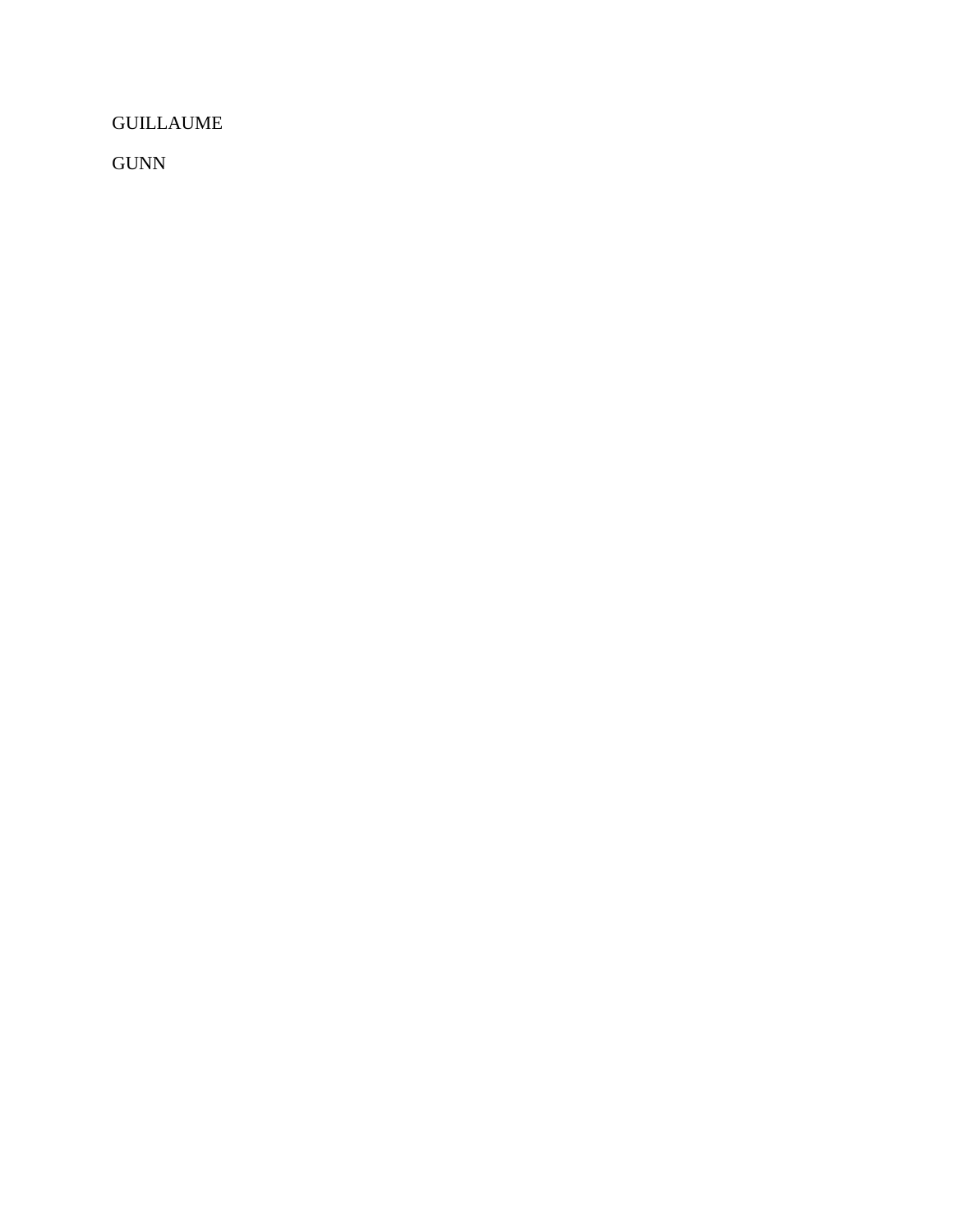GUILLAUME

GUNN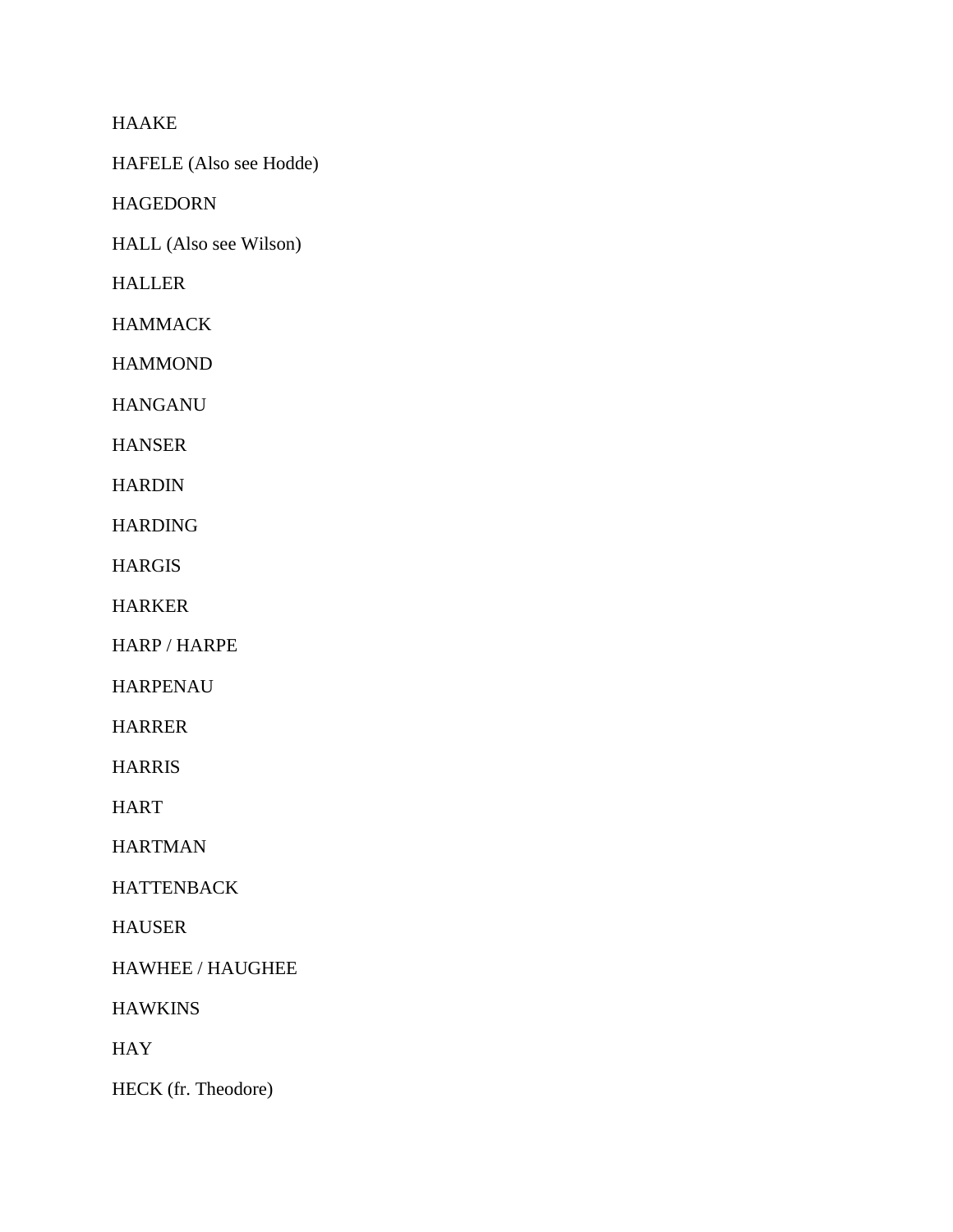HAAKE

HAFELE (Also see Hodde)

HAGEDORN

HALL (Also see Wilson)

HALLER

HAMMACK

HAMMOND

HANGANU

HANSER

HARDIN

HARDING

HARGIS

HARKER

HARP / HARPE

HARPENAU

HARRER

HARRIS

HART

HARTMAN

HATTENBACK

HAUSER

HAWHEE / HAUGHEE

HAWKINS

HAY

HECK (fr. Theodore)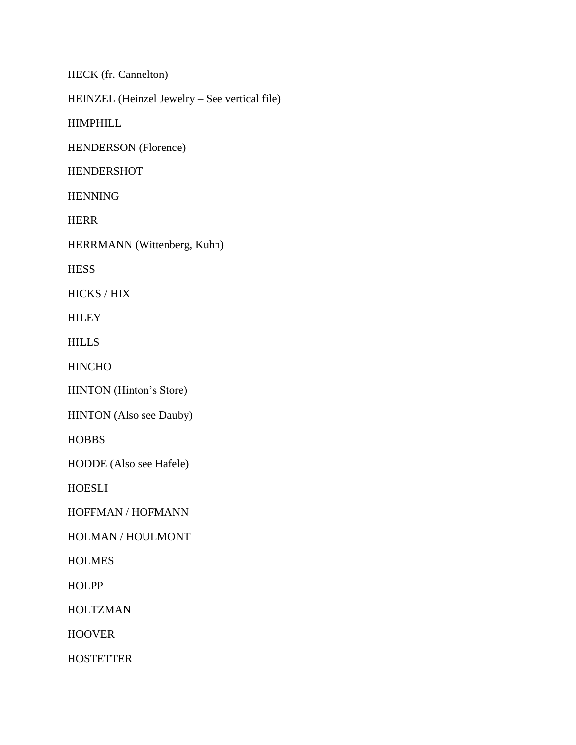HECK (fr. Cannelton)

HEINZEL (Heinzel Jewelry – See vertical file)

HIMPHILL

HENDERSON (Florence)

HENDERSHOT

HENNING

HERR

HERRMANN (Wittenberg, Kuhn)

HESS

HICKS / HIX

HILEY

HILLS

HINCHO

HINTON (Hinton's Store)

HINTON (Also see Dauby)

HOBBS

HODDE (Also see Hafele)

HOESLI

HOFFMAN / HOFMANN

HOLMAN / HOULMONT

HOLMES

HOLPP

HOLTZMAN

HOOVER

HOSTETTER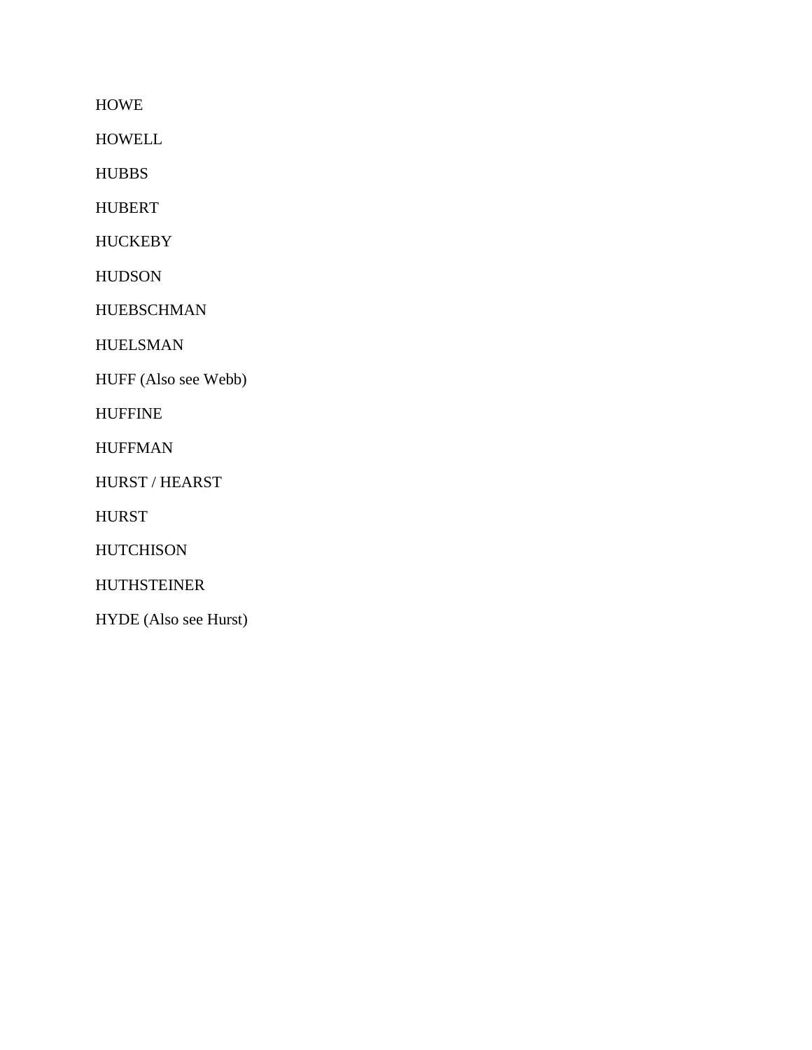HOWE

HOWELL

HUBBS

HUBERT

HUCKEBY

HUDSON

HUEBSCHMAN

HUELSMAN

HUFF (Also see Webb)

HUFFINE

HUFFMAN

HURST / HEARST

HURST

HUTCHISON

HUTHSTEINER

HYDE (Also see Hurst)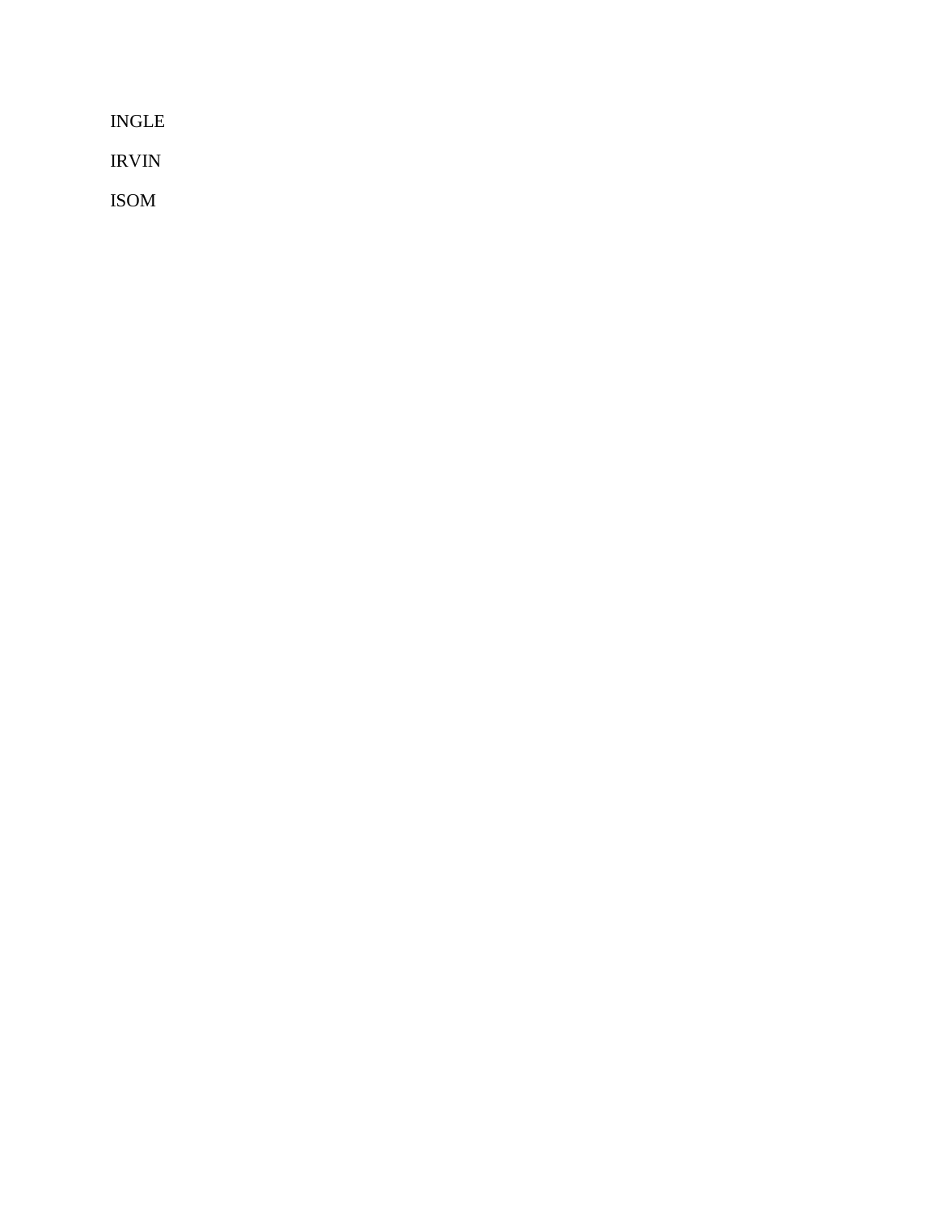INGLE

IRVIN

ISOM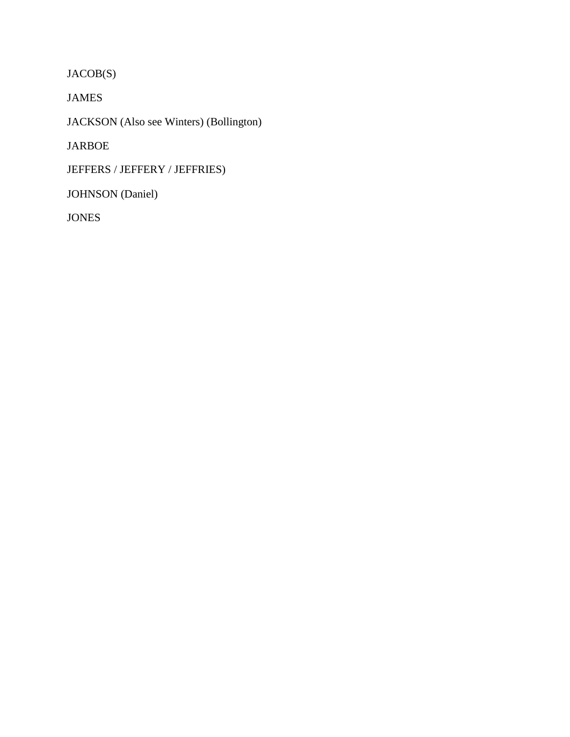JACOB(S)

JAMES

JACKSON (Also see Winters) (Bollington)

JARBOE

JEFFERS / JEFFERY / JEFFRIES)

JOHNSON (Daniel)

JONES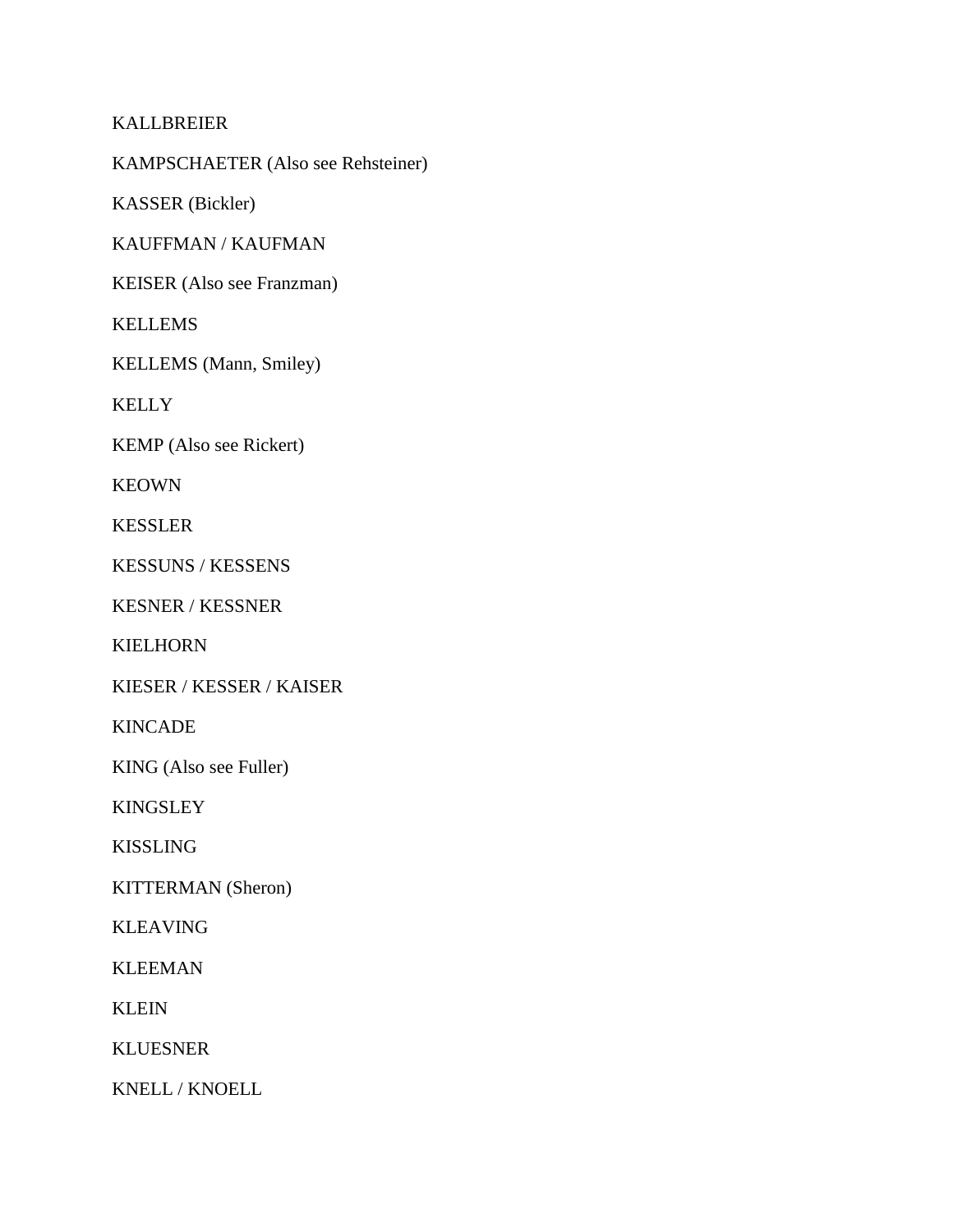KALLBREIER

KAMPSCHAETER (Also see Rehsteiner)

KASSER (Bickler)

KAUFFMAN / KAUFMAN

KEISER (Also see Franzman)

KELLEMS

KELLEMS (Mann, Smiley)

KELLY

KEMP (Also see Rickert)

KEOWN

KESSLER

KESSUNS / KESSENS

KESNER / KESSNER

KIELHORN

KIESER / KESSER / KAISER

KINCADE

KING (Also see Fuller)

KINGSLEY

KISSLING

KITTERMAN (Sheron)

KLEAVING

KLEEMAN

KLEIN

KLUESNER

KNELL / KNOELL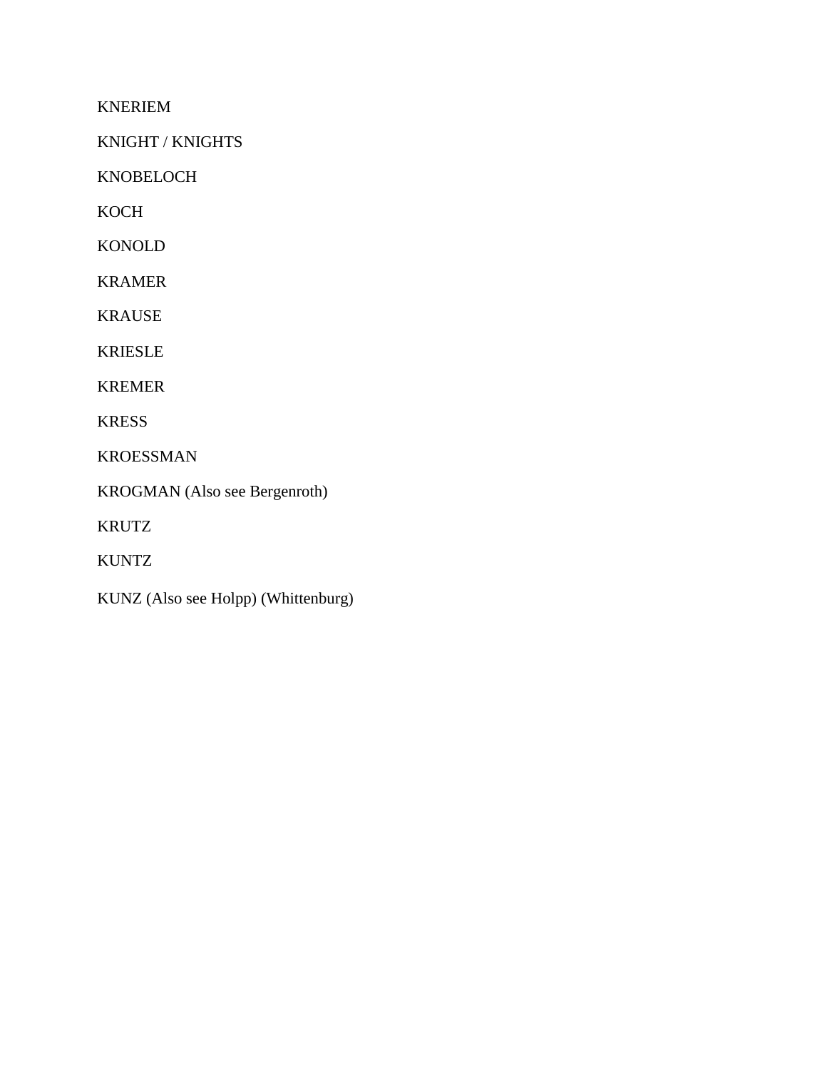KNERIEM

KNIGHT / KNIGHTS

KNOBELOCH

KOCH

KONOLD

KRAMER

KRAUSE

KRIESLE

KREMER

KRESS

KROESSMAN

KROGMAN (Also see Bergenroth)

KRUTZ

KUNTZ

KUNZ (Also see Holpp) (Whittenburg)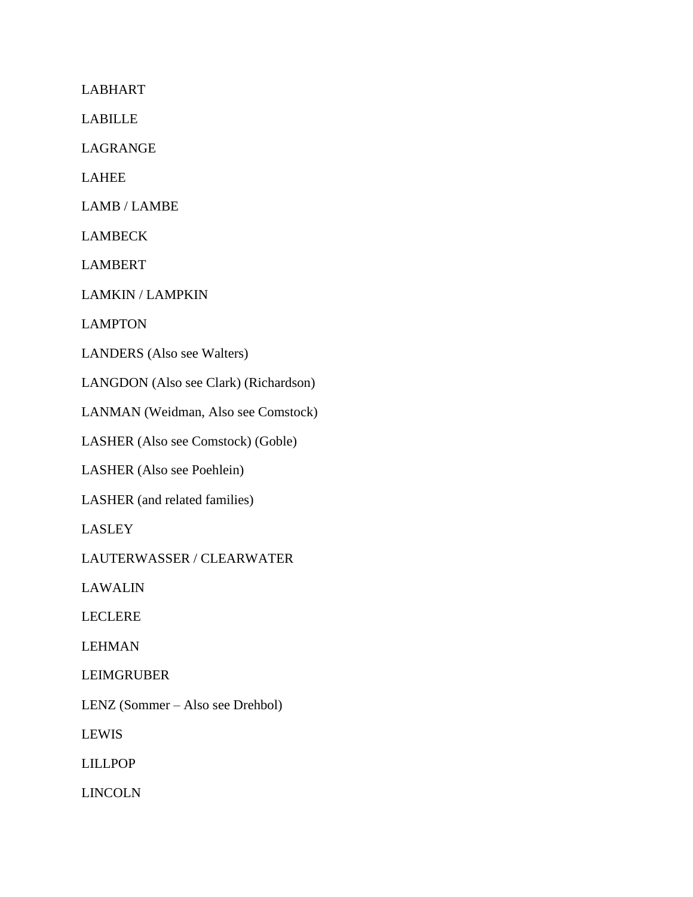LABHART

LABILLE

LAGRANGE

LAHEE

LAMB / LAMBE

LAMBECK

LAMBERT

LAMKIN / LAMPKIN

LAMPTON

LANDERS (Also see Walters)

LANGDON (Also see Clark) (Richardson)

LANMAN (Weidman, Also see Comstock)

LASHER (Also see Comstock) (Goble)

LASHER (Also see Poehlein)

LASHER (and related families)

LASLEY

LAUTERWASSER / CLEARWATER

LAWALIN

LECLERE

LEHMAN

LEIMGRUBER

LENZ (Sommer – Also see Drehbol)

LEWIS

LILLPOP

LINCOLN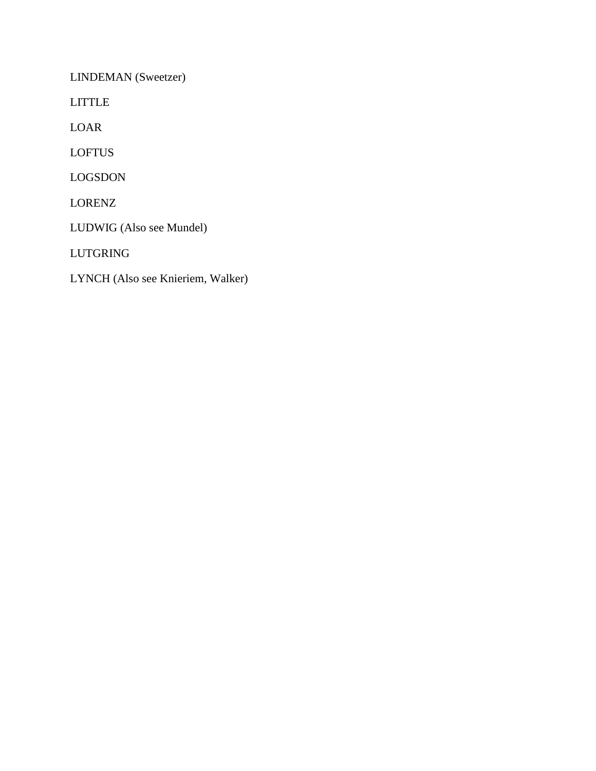LINDEMAN (Sweetzer)

LITTLE

LOAR

LOFTUS

LOGSDON

LORENZ

LUDWIG (Also see Mundel)

LUTGRING

LYNCH (Also see Knieriem, Walker)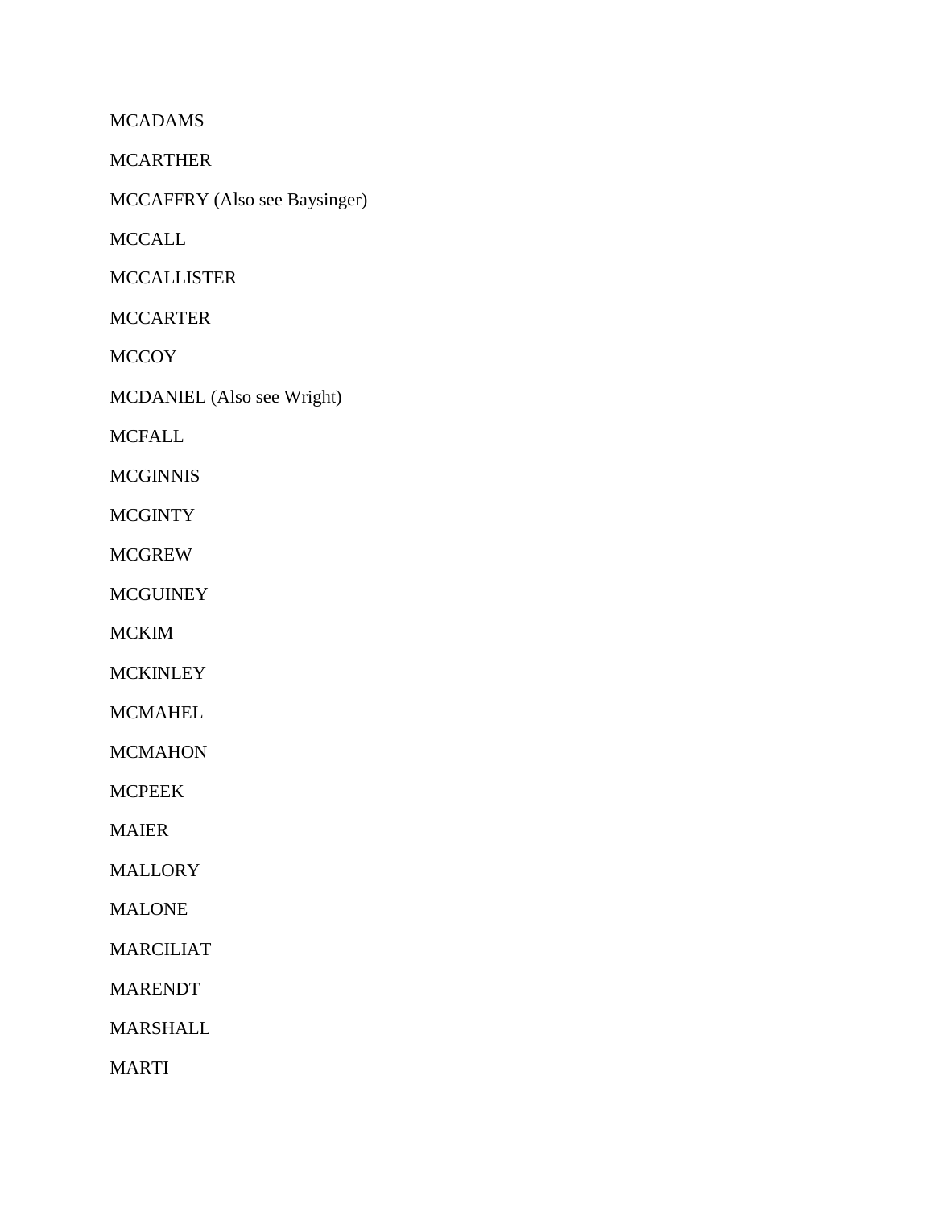MCADAMS

MCARTHER

MCCAFFRY (Also see Baysinger)

MCCALL

MCCALLISTER

MCCARTER

MCCOY

MCDANIEL (Also see Wright)

MCFALL

MCGINNIS

MCGINTY

MCGREW

MCGUINEY

MCKIM

MCKINLEY

MCMAHEL

MCMAHON

MCPEEK

MAIER

MALLORY

MALONE

MARCILIAT

MARENDT

MARSHALL

MARTI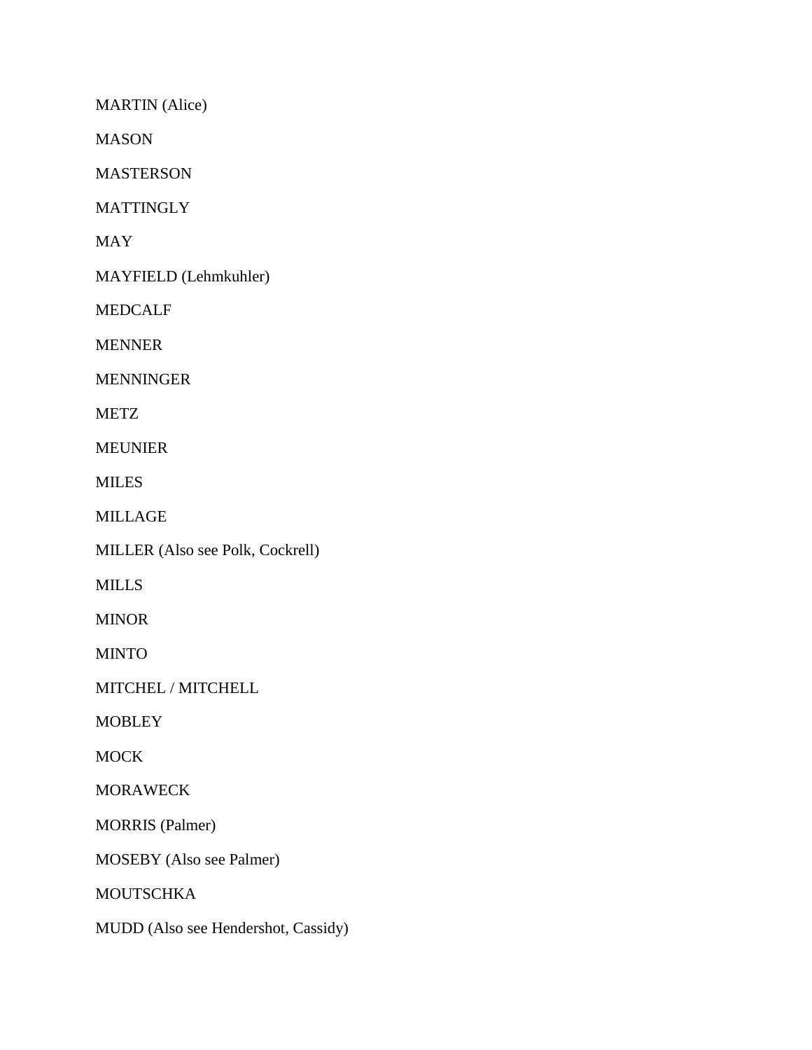MARTIN (Alice)

MASON

MASTERSON

MATTINGLY

MAY

MAYFIELD (Lehmkuhler)

MEDCALF

MENNER

MENNINGER

METZ

MEUNIER

MILES

MILLAGE

MILLER (Also see Polk, Cockrell)

MILLS

MINOR

MINTO

MITCHEL / MITCHELL

MOBLEY

MOCK

MORAWECK

MORRIS (Palmer)

MOSEBY (Also see Palmer)

MOUTSCHKA

MUDD (Also see Hendershot, Cassidy)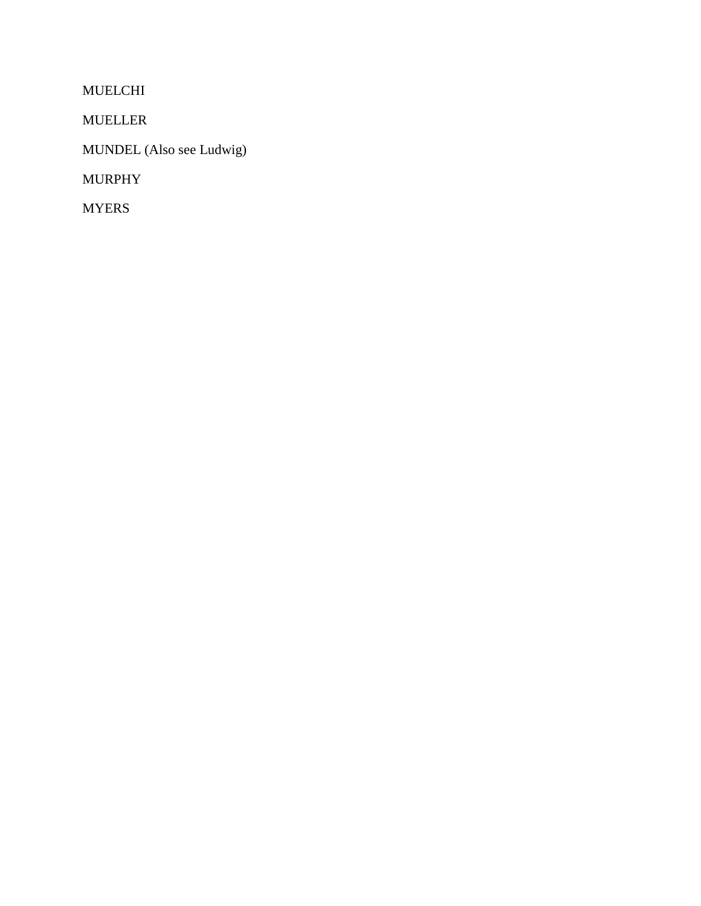MUELCHI

MUELLER

MUNDEL (Also see Ludwig)

MURPHY

MYERS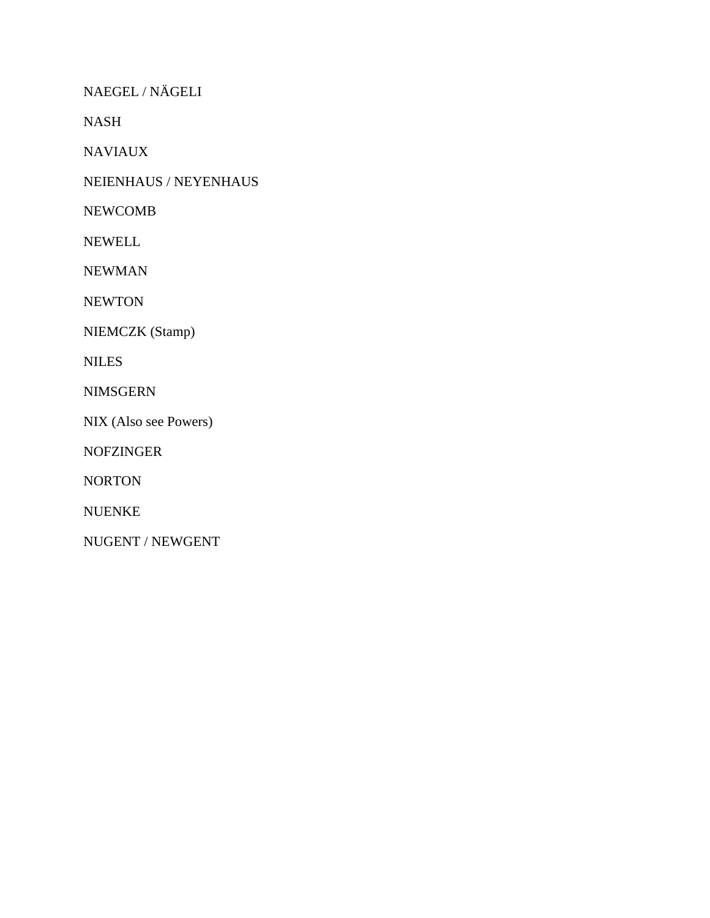NAEGEL / NÄGELI

NASH

NAVIAUX

NEIENHAUS / NEYENHAUS

NEWCOMB

NEWELL

NEWMAN

NEWTON

NIEMCZK (Stamp)

NILES

NIMSGERN

NIX (Also see Powers)

NOFZINGER

NORTON

NUENKE

NUGENT / NEWGENT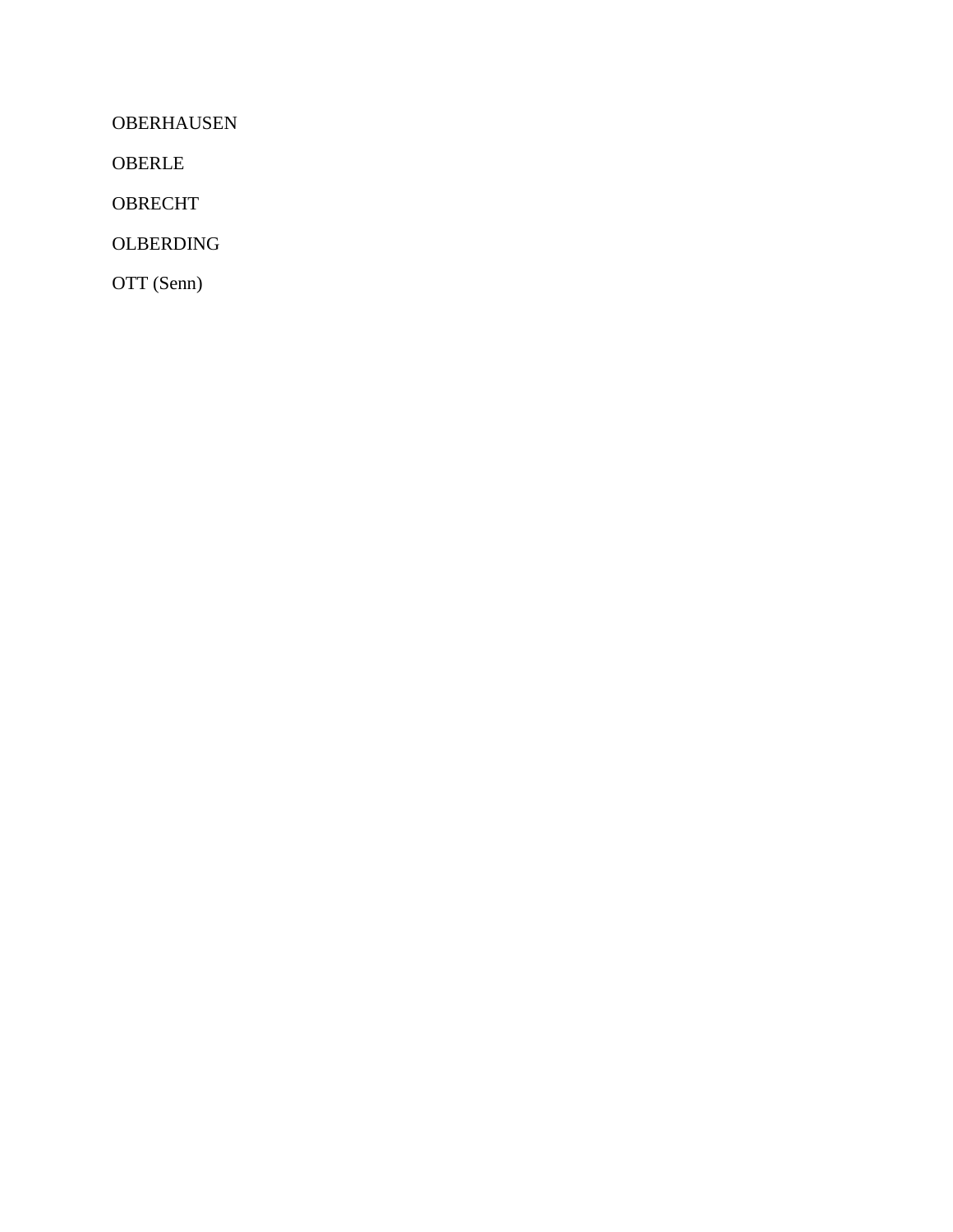OBERHAUSEN

OBERLE

OBRECHT

OLBERDING

OTT (Senn)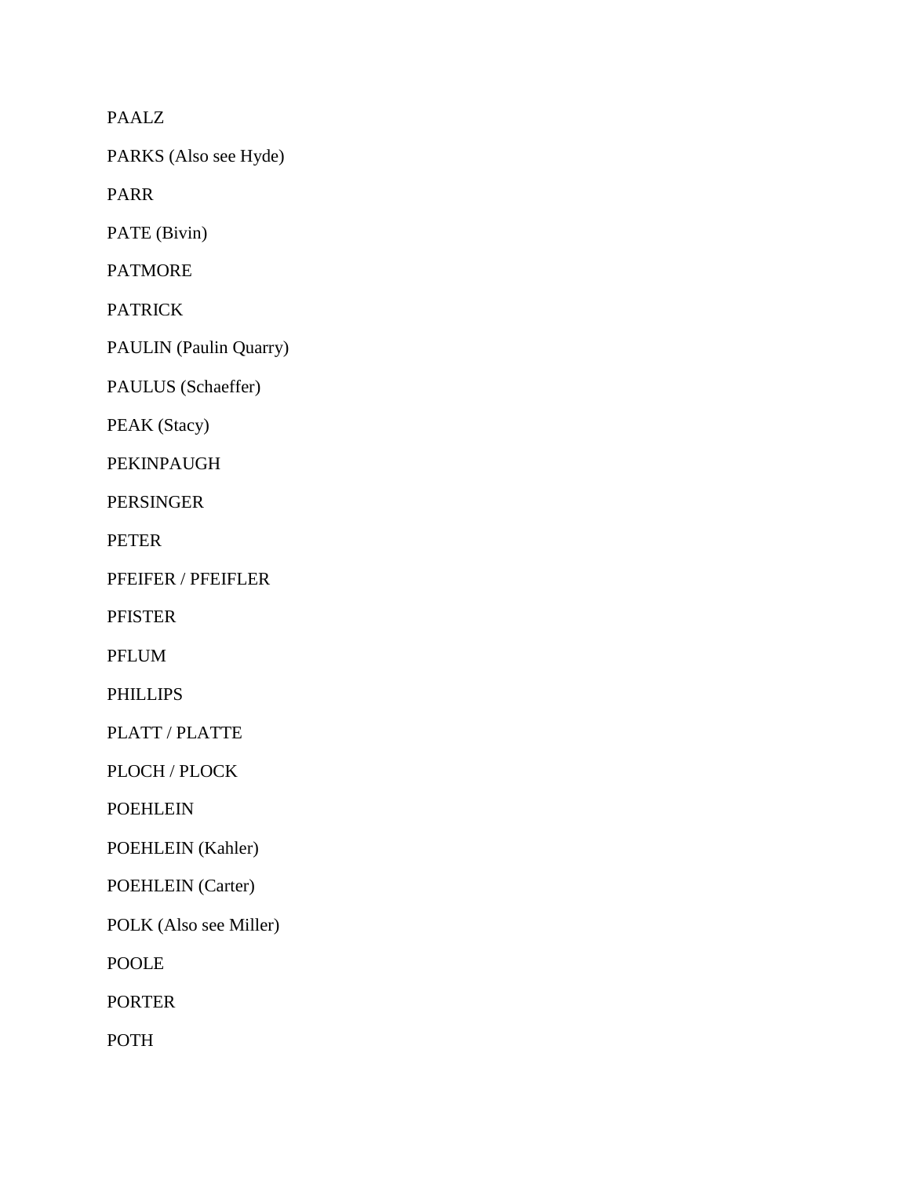PAALZ

PARKS (Also see Hyde)

PARR

PATE (Bivin)

PATMORE

PATRICK

PAULIN (Paulin Quarry)

PAULUS (Schaeffer)

PEAK (Stacy)

PEKINPAUGH

PERSINGER

PETER

PFEIFER / PFEIFLER

PFISTER

PFLUM

PHILLIPS

PLATT / PLATTE

PLOCH / PLOCK

POEHLEIN

POEHLEIN (Kahler)

POEHLEIN (Carter)

POLK (Also see Miller)

POOLE

PORTER

POTH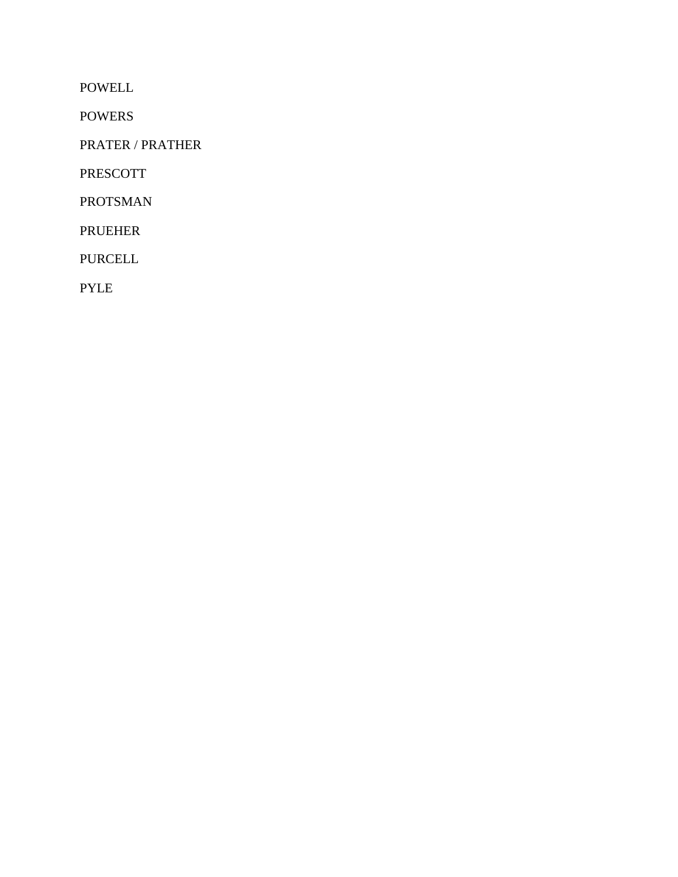POWELL

POWERS

PRATER / PRATHER

PRESCOTT

PROTSMAN

PRUEHER

PURCELL

PYLE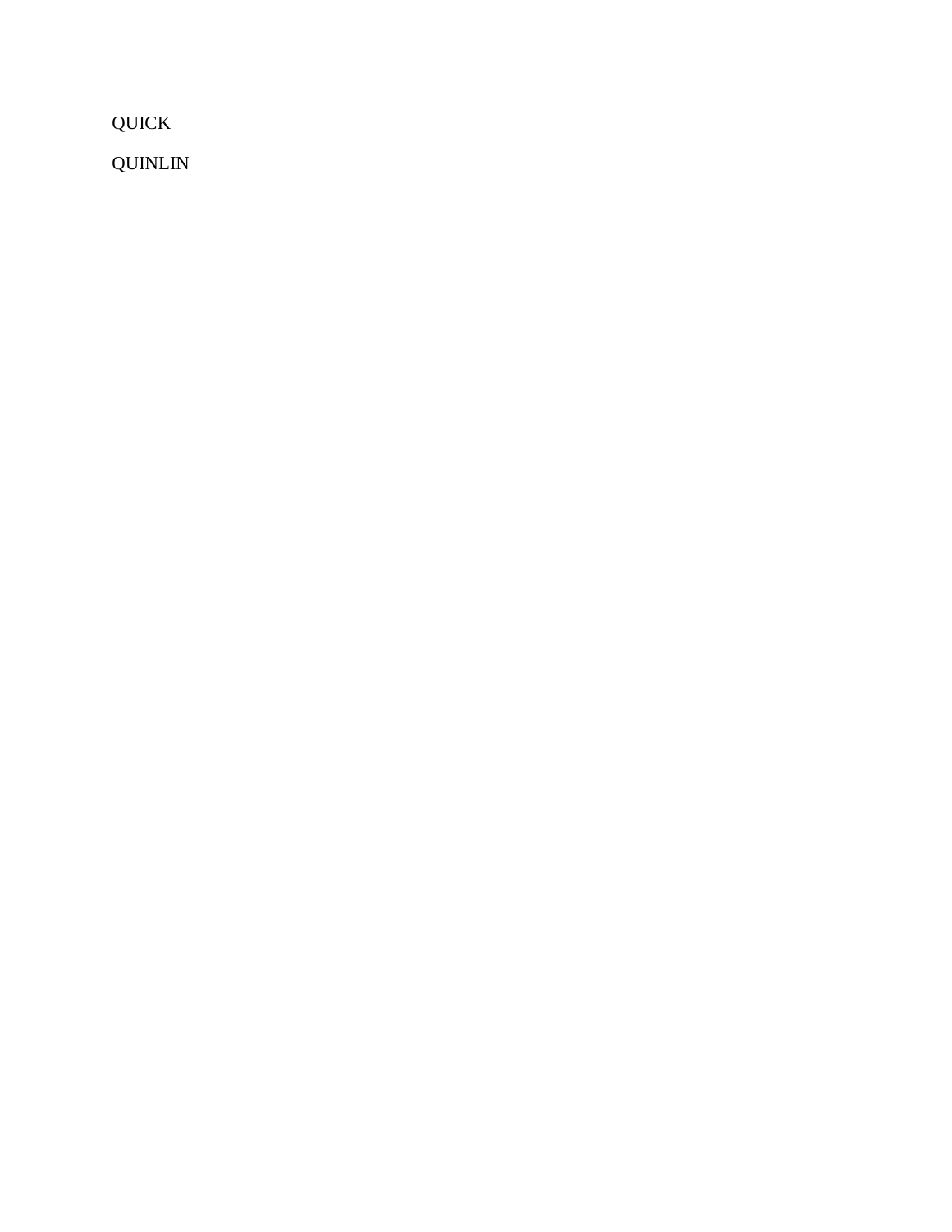QUICK

QUINLIN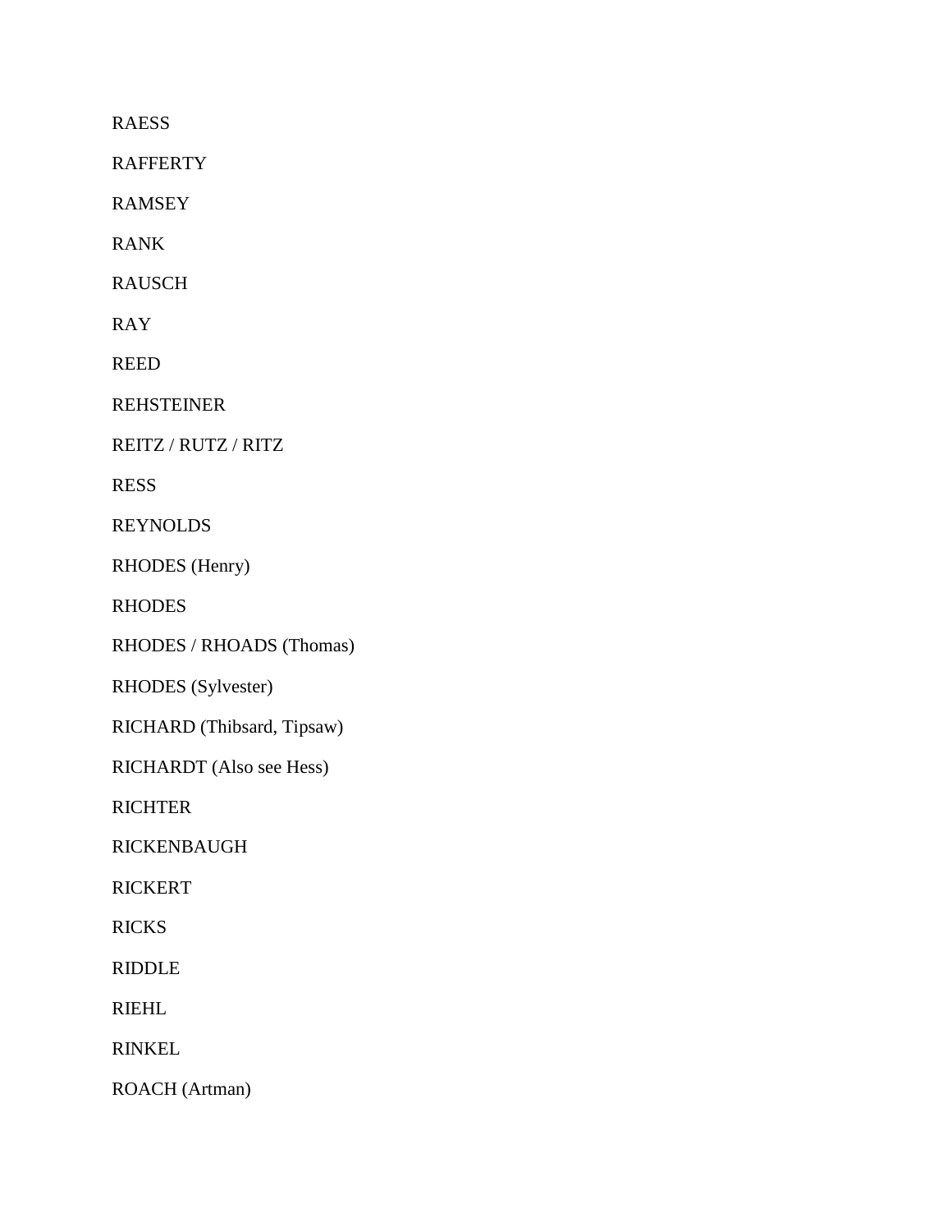RAESS

RAFFERTY

RAMSEY

RANK

RAUSCH

RAY

REED

REHSTEINER

REITZ / RUTZ / RITZ

RESS

REYNOLDS

RHODES (Henry)

RHODES

RHODES / RHOADS (Thomas)

RHODES (Sylvester)

RICHARD (Thibsard, Tipsaw)

RICHARDT (Also see Hess)

RICHTER

RICKENBAUGH

RICKERT

RICKS

RIDDLE

RIEHL

RINKEL

ROACH (Artman)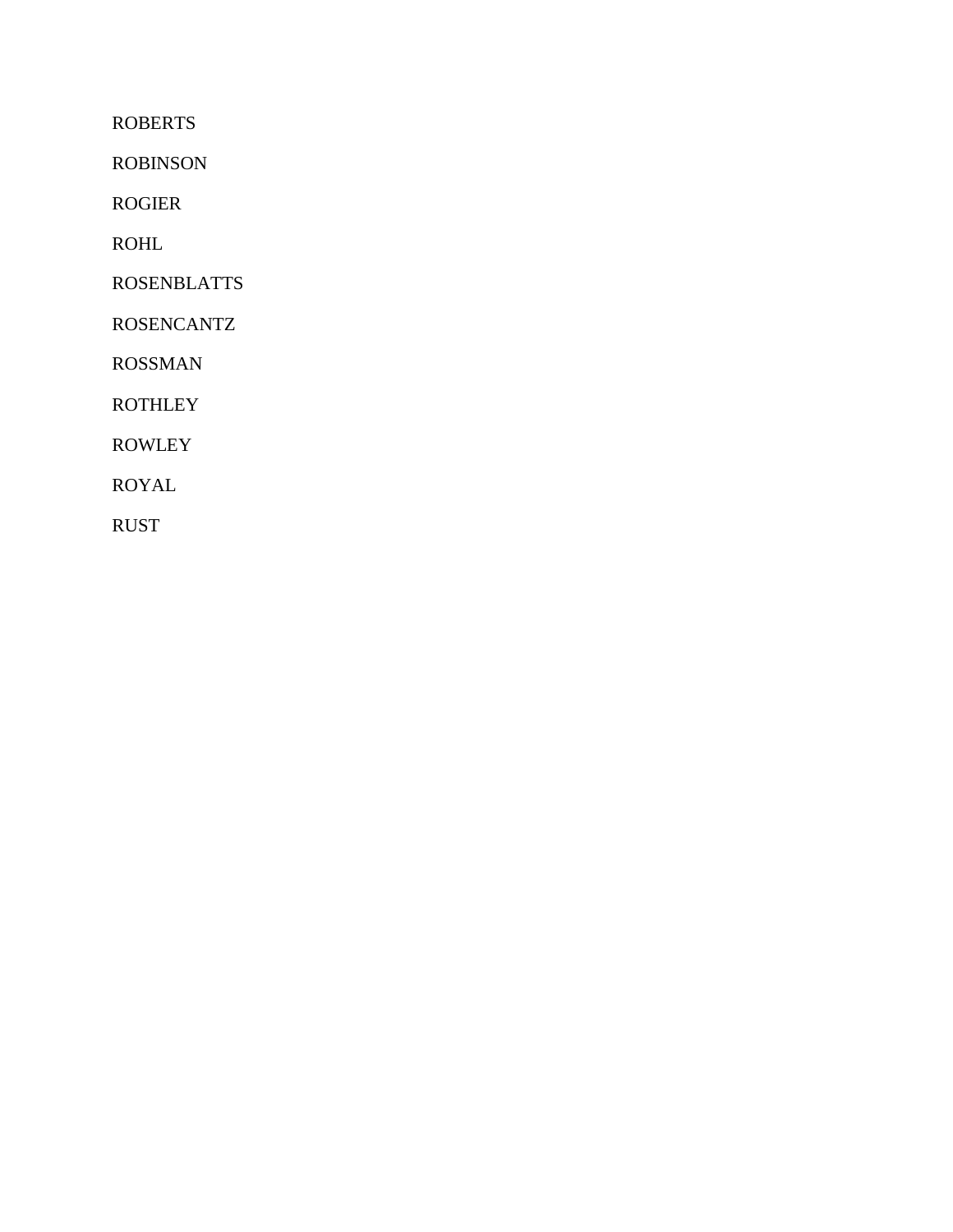ROBERTS

ROBINSON

ROGIER

ROHL

ROSENBLATTS

ROSENCANTZ

ROSSMAN

ROTHLEY

ROWLEY

ROYAL

RUST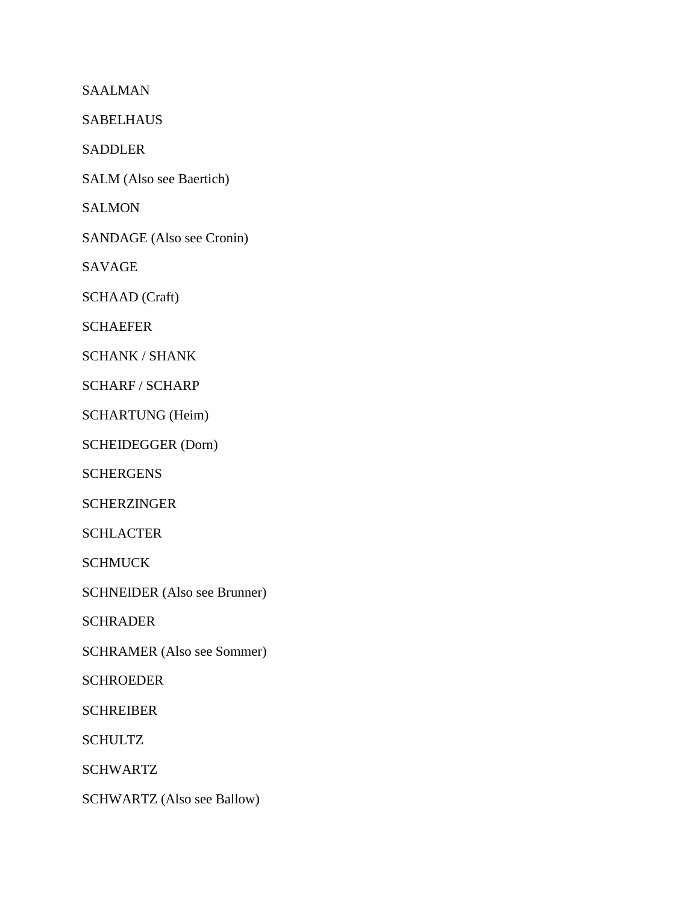SAALMAN

SABELHAUS

SADDLER

SALM (Also see Baertich)

SALMON

SANDAGE (Also see Cronin)

SAVAGE

SCHAAD (Craft)

SCHAEFER

SCHANK / SHANK

SCHARF / SCHARP

SCHARTUNG (Heim)

SCHEIDEGGER (Dorn)

SCHERGENS

SCHERZINGER

SCHLACTER

SCHMUCK

SCHNEIDER (Also see Brunner)

SCHRADER

SCHRAMER (Also see Sommer)

SCHROEDER

SCHREIBER

SCHULTZ

SCHWARTZ

SCHWARTZ (Also see Ballow)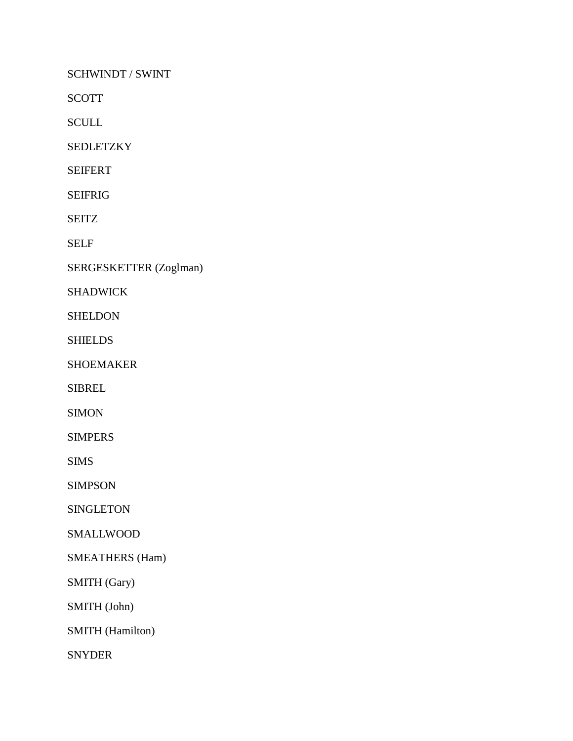SCHWINDT / SWINT

SCOTT

SCULL

SEDLETZKY

SEIFERT

SEIFRIG

SEITZ

SELF

SERGESKETTER (Zoglman)

SHADWICK

SHELDON

SHIELDS

SHOEMAKER

SIBREL

SIMON

SIMPERS

SIMS

SIMPSON

SINGLETON

SMALLWOOD

SMEATHERS (Ham)

SMITH (Gary)

SMITH (John)

SMITH (Hamilton)

SNYDER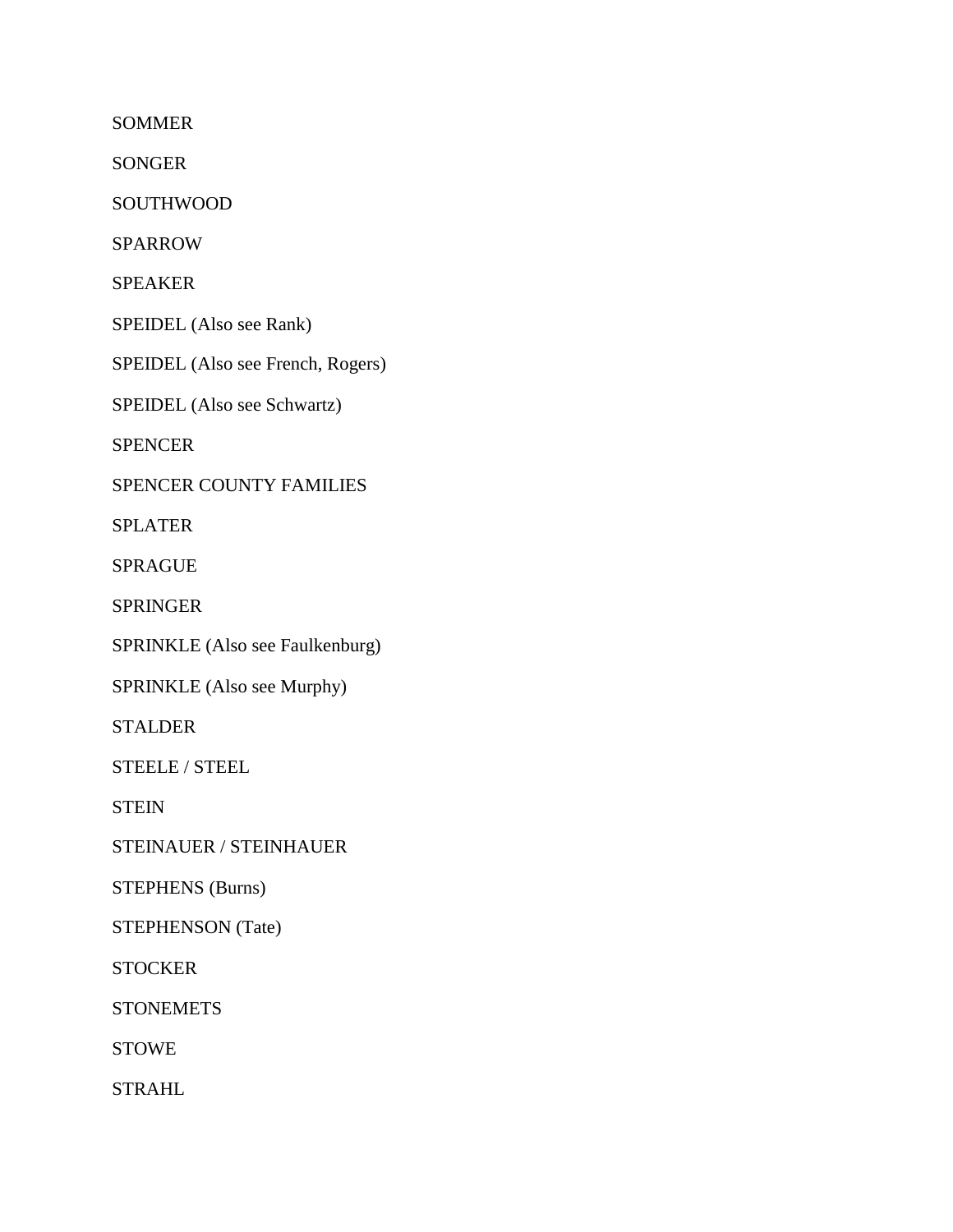SOMMER

SONGER

SOUTHWOOD

SPARROW

SPEAKER

SPEIDEL (Also see Rank)

SPEIDEL (Also see French, Rogers)

SPEIDEL (Also see Schwartz)

SPENCER

SPENCER COUNTY FAMILIES

SPLATER

SPRAGUE

SPRINGER

SPRINKLE (Also see Faulkenburg)

SPRINKLE (Also see Murphy)

STALDER

STEELE / STEEL

STEIN

STEINAUER / STEINHAUER

STEPHENS (Burns)

STEPHENSON (Tate)

STOCKER

STONEMETS

STOWE

STRAHL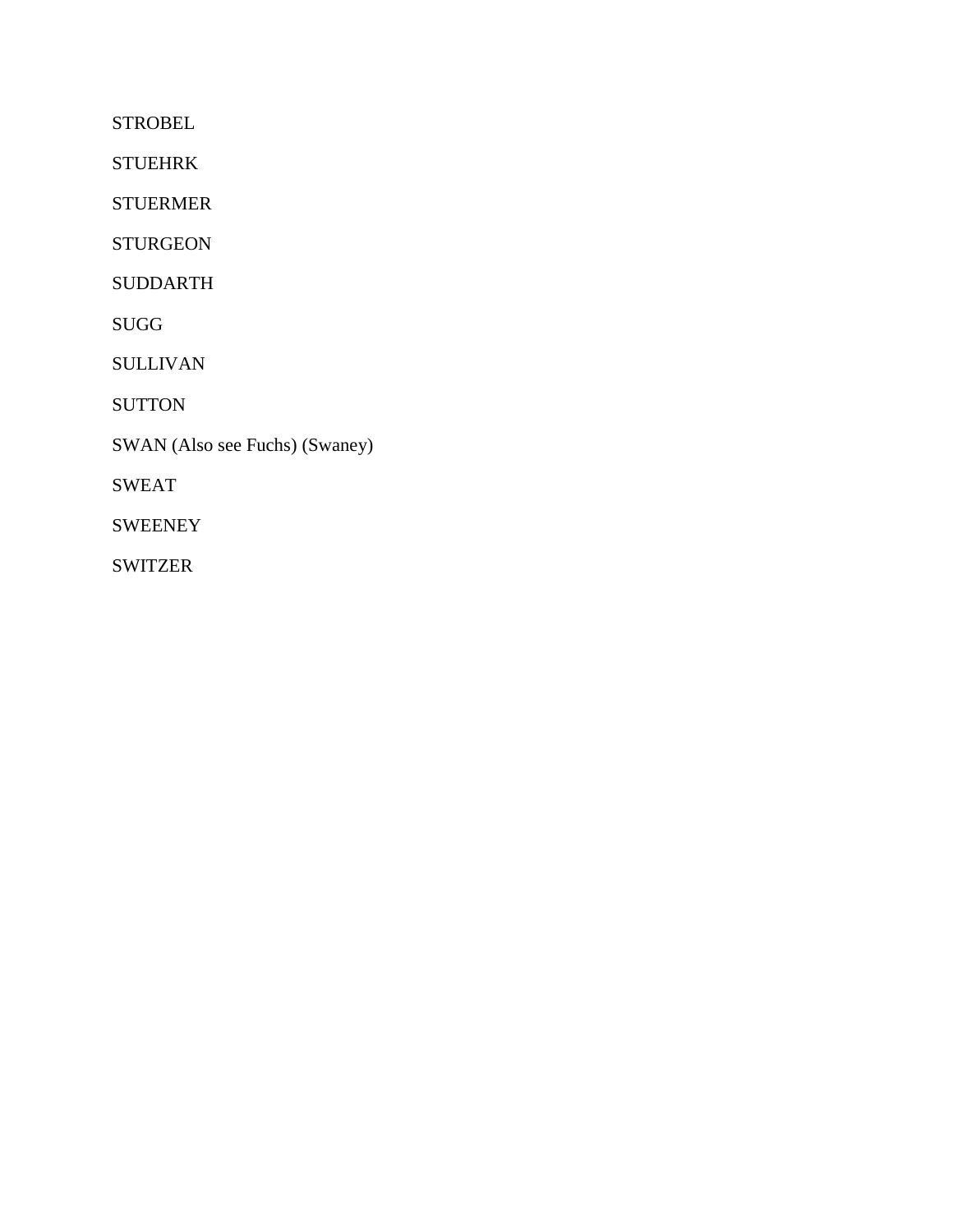STROBEL

STUEHRK

STUERMER

STURGEON

SUDDARTH

SUGG

SULLIVAN

SUTTON

SWAN (Also see Fuchs) (Swaney)

SWEAT

SWEENEY

SWITZER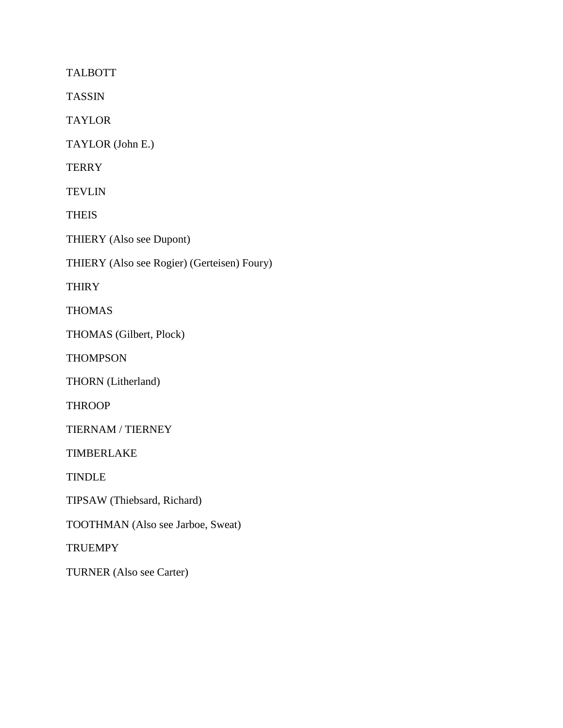TALBOTT

TASSIN

TAYLOR

TAYLOR (John E.)

TERRY

TEVLIN

THEIS

THIERY (Also see Dupont)

THIERY (Also see Rogier) (Gerteisen) Foury)

THIRY

THOMAS

THOMAS (Gilbert, Plock)

THOMPSON

THORN (Litherland)

THROOP

TIERNAM / TIERNEY

TIMBERLAKE

TINDLE

TIPSAW (Thiebsard, Richard)

TOOTHMAN (Also see Jarboe, Sweat)

TRUEMPY

TURNER (Also see Carter)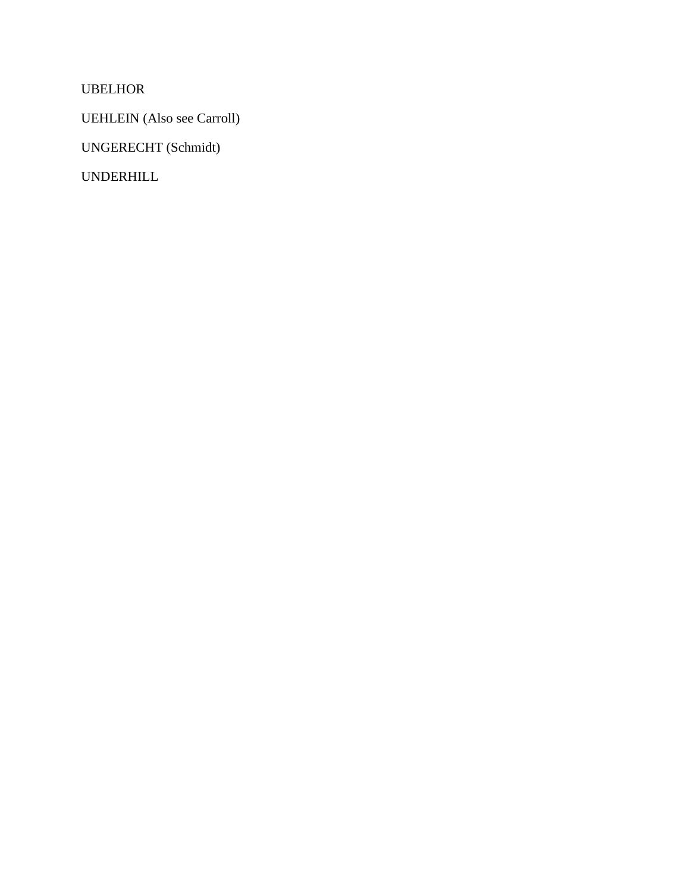UBELHOR

UEHLEIN (Also see Carroll)

UNGERECHT (Schmidt)

UNDERHILL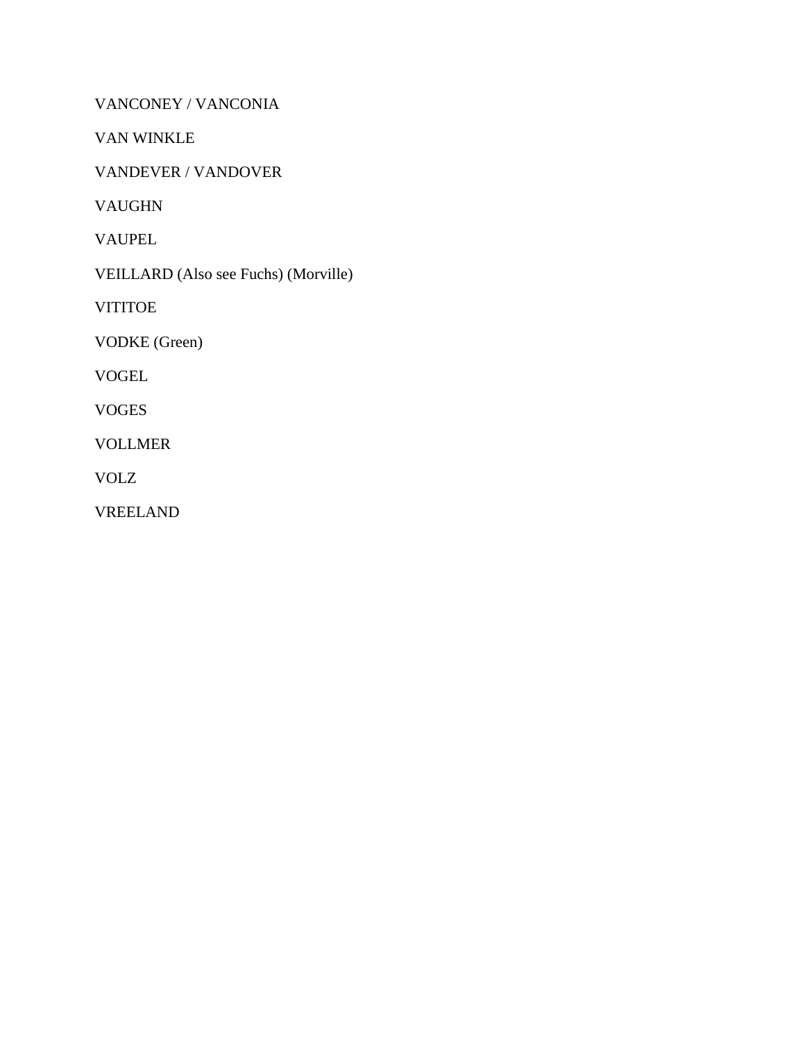VANCONEY / VANCONIA

VAN WINKLE

VANDEVER / VANDOVER

VAUGHN

VAUPEL

VEILLARD (Also see Fuchs) (Morville)

VITITOE

VODKE (Green)

VOGEL

VOGES

VOLLMER

VOLZ

VREELAND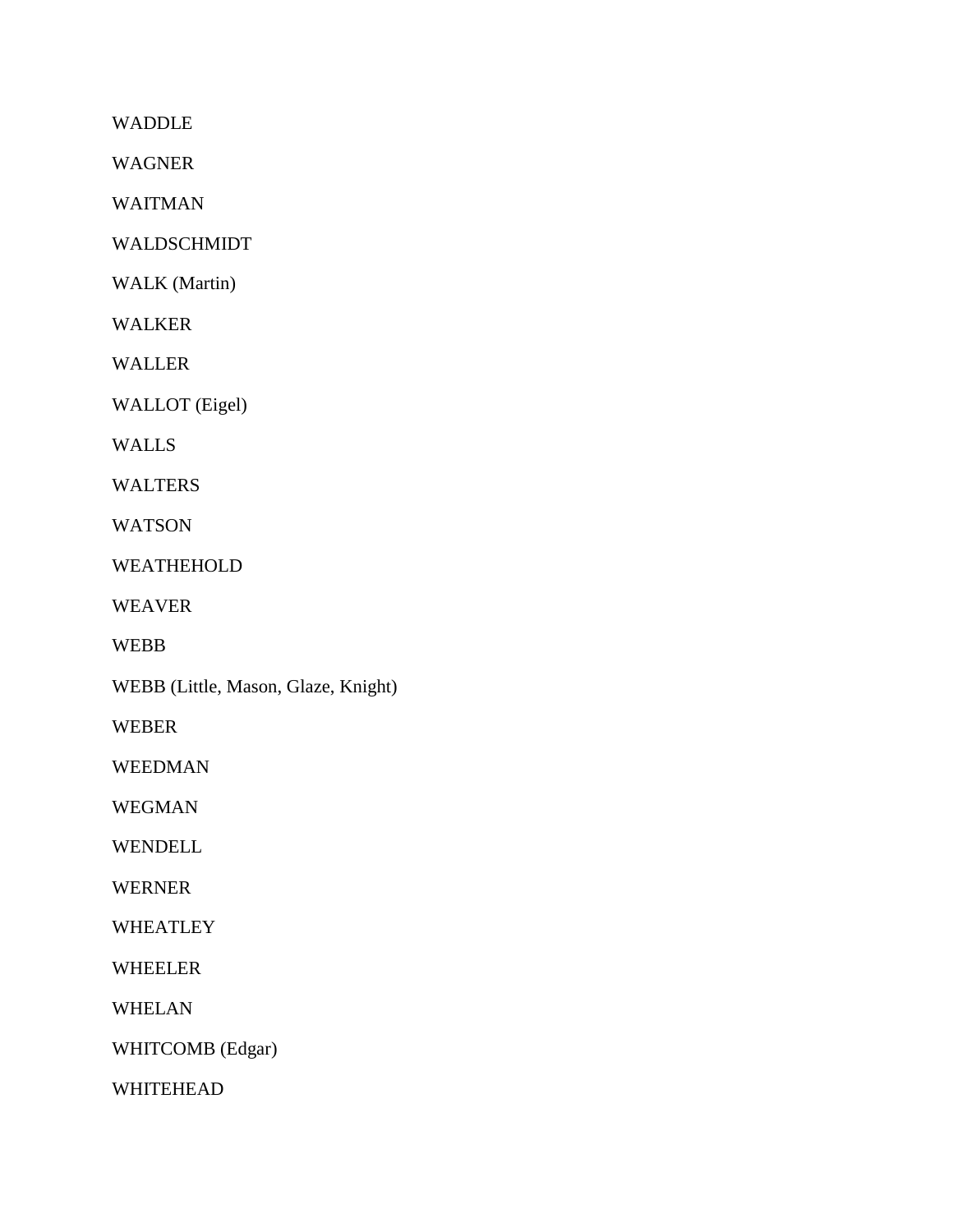WADDLE

WAGNER

WAITMAN

WALDSCHMIDT

WALK (Martin)

WALKER

WALLER

WALLOT (Eigel)

WALLS

WALTERS

WATSON

WEATHEHOLD

WEAVER

WEBB

WEBB (Little, Mason, Glaze, Knight)

WEBER

WEEDMAN

WEGMAN

WENDELL

WERNER

WHEATLEY

WHEELER

WHELAN

WHITCOMB (Edgar)

WHITEHEAD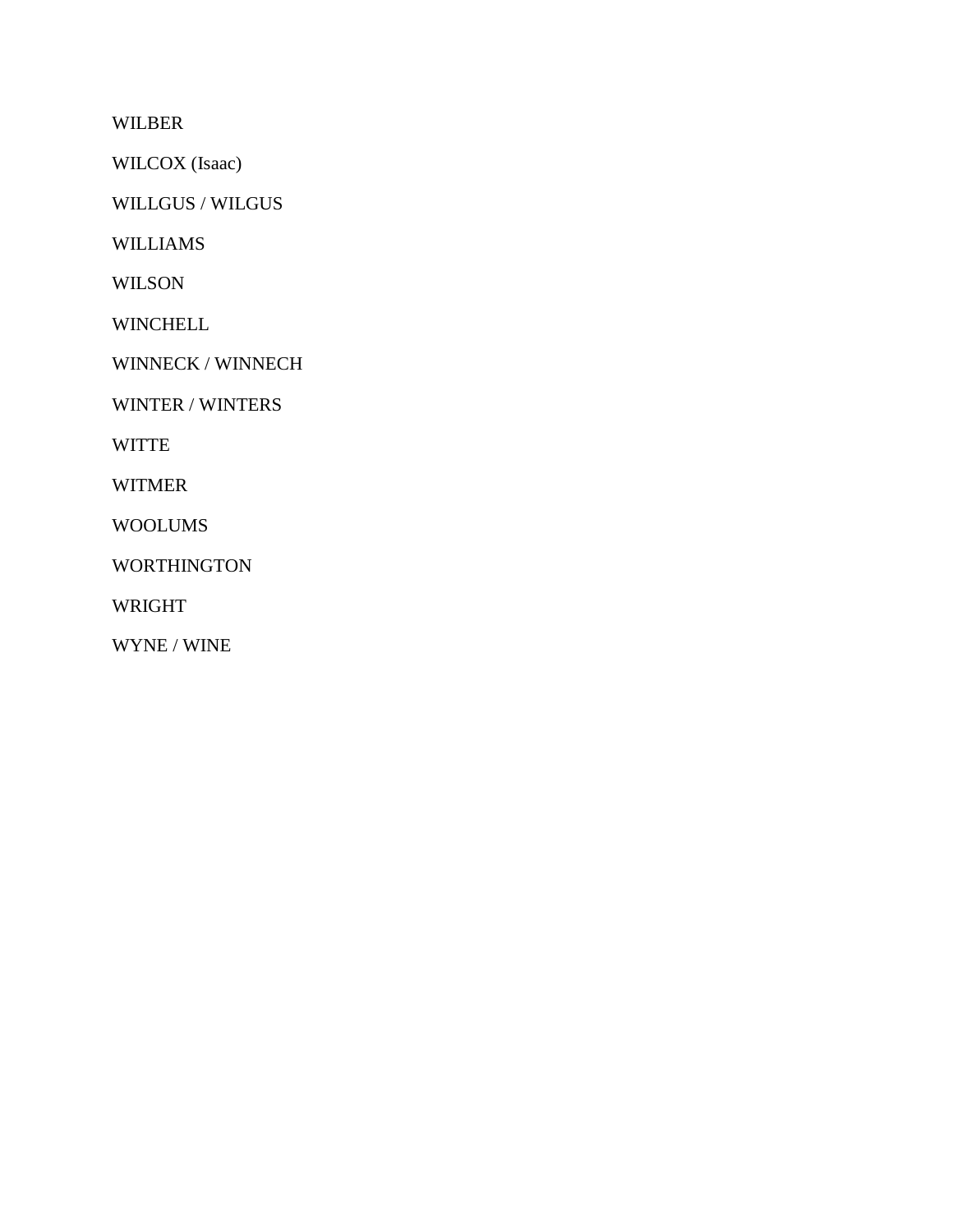WILBER

WILCOX (Isaac)

WILLGUS / WILGUS

WILLIAMS

WILSON

WINCHELL

WINNECK / WINNECH

WINTER / WINTERS

WITTE

WITMER

WOOLUMS

WORTHINGTON

WRIGHT

WYNE / WINE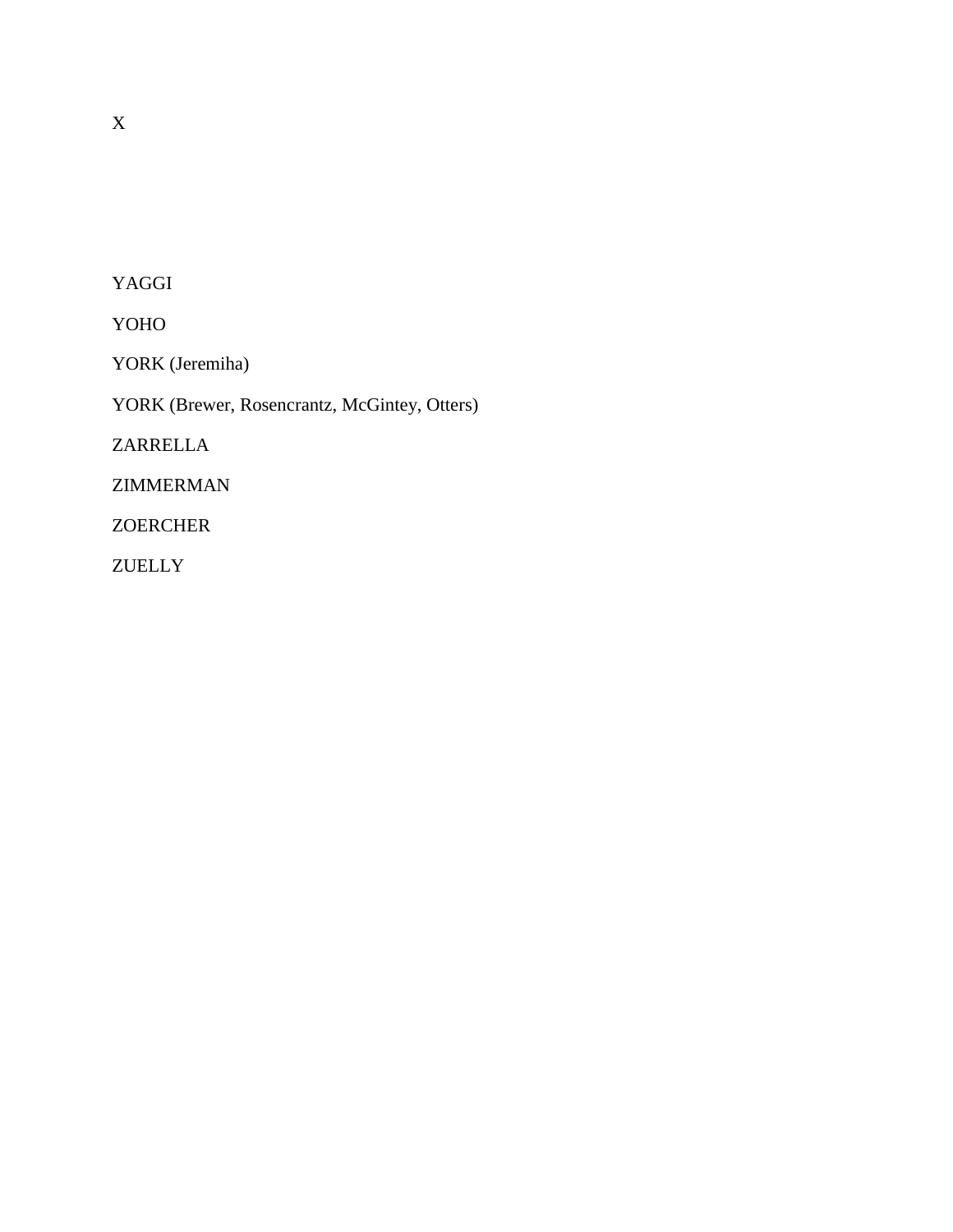X

YAGGI

YOHO

YORK (Jeremiha)

YORK (Brewer, Rosencrantz, McGintey, Otters)

ZARRELLA

ZIMMERMAN

ZOERCHER

ZUELLY